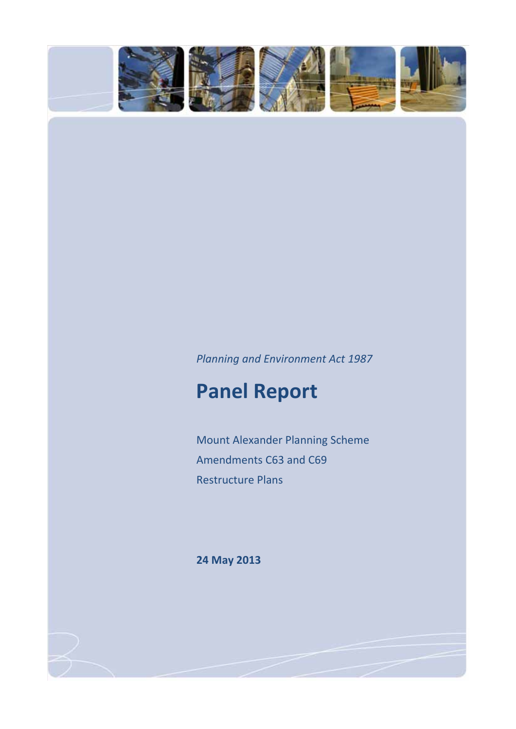*Planning and Environment Act 1987*

# Panel Report

Mount Alexander Planning Scheme
Amendments C63 and C69
Restructure Plans

**24 May 2013**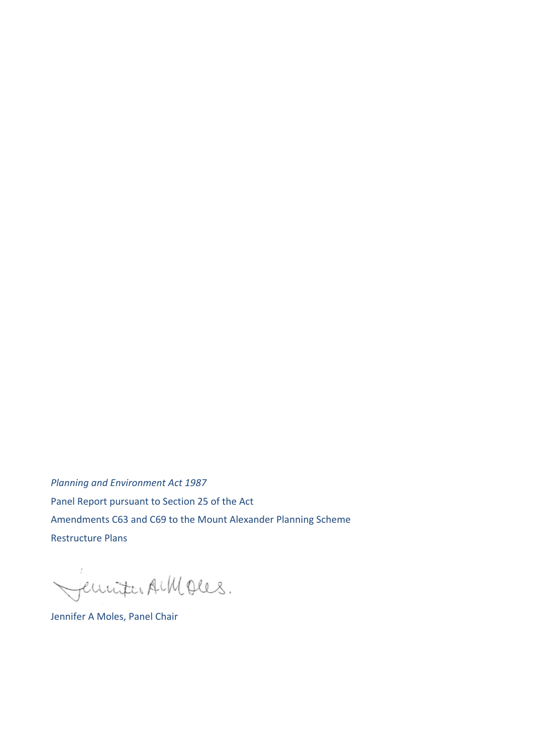*Planning and Environment Act 1987*

Panel Report pursuant to Section 25 of the Act

Amendments C63 and C69 to the Mount Alexander Planning Scheme

Restructure Plans

Jennifer A Moles, Panel Chair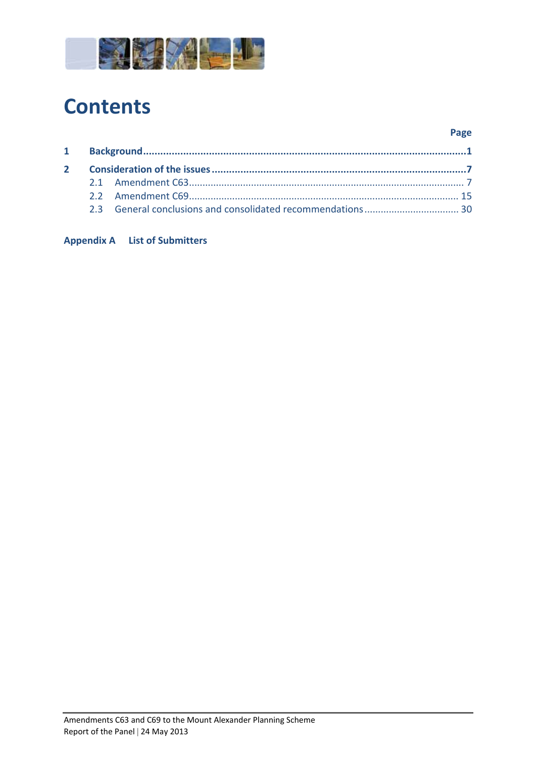# Contents

| | | Page |
|---|---|---|
| **1** | **Background** | **1** |
| **2** | **Consideration of the issues** | **7** |
| | 2.1 Amendment C63 | 7 |
| | 2.2 Amendment C69 | 15 |
| | 2.3 General conclusions and consolidated recommendations | 30 |

**Appendix A List of Submitters**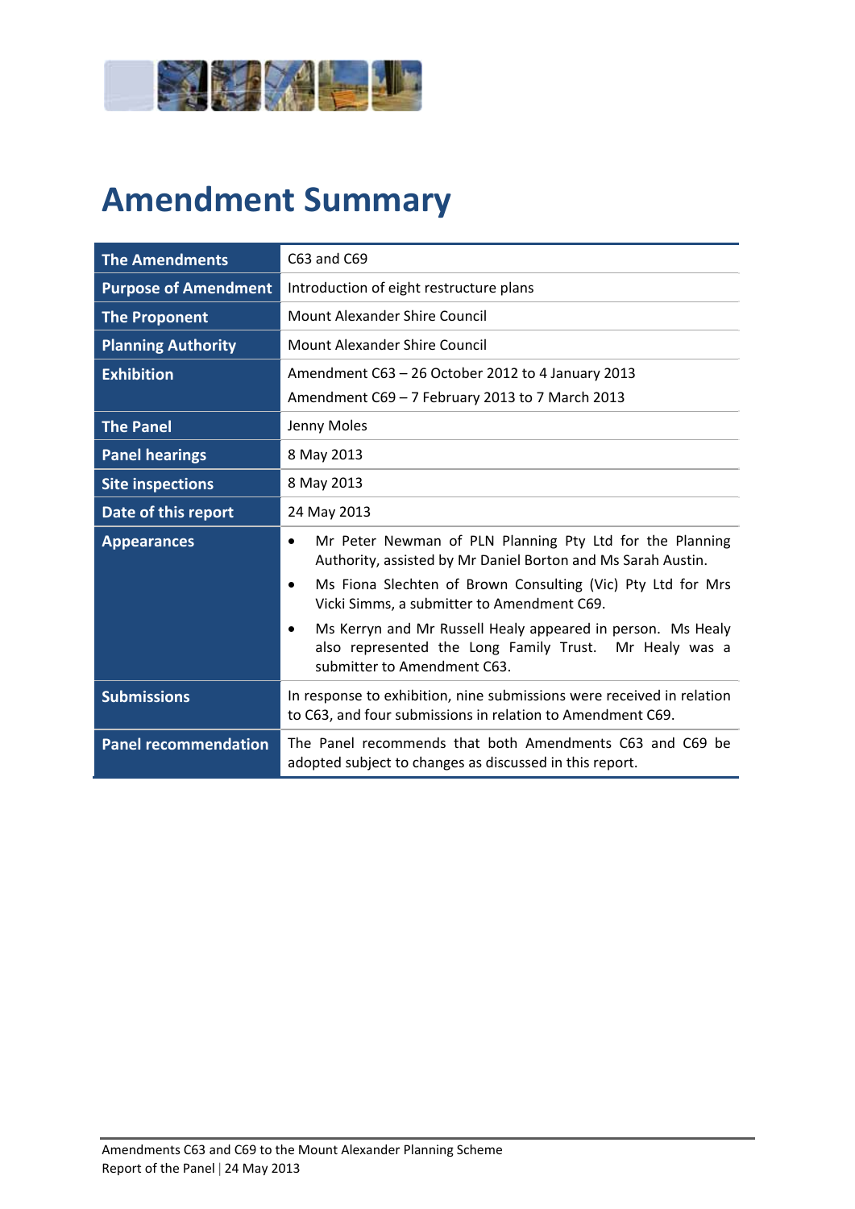# Amendment Summary

| | |
|---|---|
| **The Amendments** | C63 and C69 |
| **Purpose of Amendment** | Introduction of eight restructure plans |
| **The Proponent** | Mount Alexander Shire Council |
| **Planning Authority** | Mount Alexander Shire Council |
| **Exhibition** | Amendment C63 – 26 October 2012 to 4 January 2013<br>Amendment C69 – 7 February 2013 to 7 March 2013 |
| **The Panel** | Jenny Moles |
| **Panel hearings** | 8 May 2013 |
| **Site inspections** | 8 May 2013 |
| **Date of this report** | 24 May 2013 |
| **Appearances** | • Mr Peter Newman of PLN Planning Pty Ltd for the Planning Authority, assisted by Mr Daniel Borton and Ms Sarah Austin.<br>• Ms Fiona Slechten of Brown Consulting (Vic) Pty Ltd for Mrs Vicki Simms, a submitter to Amendment C69.<br>• Ms Kerryn and Mr Russell Healy appeared in person. Ms Healy also represented the Long Family Trust. Mr Healy was a submitter to Amendment C63. |
| **Submissions** | In response to exhibition, nine submissions were received in relation to C63, and four submissions in relation to Amendment C69. |
| **Panel recommendation** | The Panel recommends that both Amendments C63 and C69 be adopted subject to changes as discussed in this report. |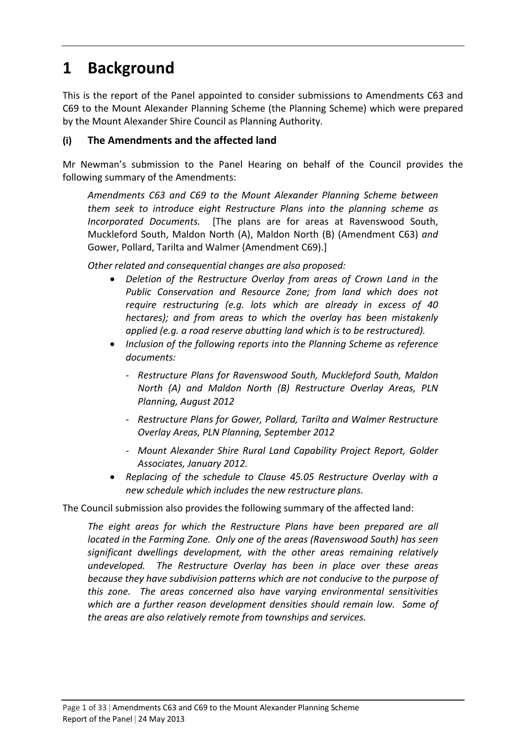# 1 Background

This is the report of the Panel appointed to consider submissions to Amendments C63 and C69 to the Mount Alexander Planning Scheme (the Planning Scheme) which were prepared by the Mount Alexander Shire Council as Planning Authority.

### (i) The Amendments and the affected land

Mr Newman's submission to the Panel Hearing on behalf of the Council provides the following summary of the Amendments:

> *Amendments C63 and C69 to the Mount Alexander Planning Scheme between them seek to introduce eight Restructure Plans into the planning scheme as Incorporated Documents.* [The plans are for areas at Ravenswood South, Muckleford South, Maldon North (A), Maldon North (B) (Amendment C63) *and* Gower, Pollard, Tarilta and Walmer (Amendment C69).]
>
> *Other related and consequential changes are also proposed:*
>
> - *Deletion of the Restructure Overlay from areas of Crown Land in the Public Conservation and Resource Zone; from land which does not require restructuring (e.g. lots which are already in excess of 40 hectares); and from areas to which the overlay has been mistakenly applied (e.g. a road reserve abutting land which is to be restructured).*
> - *Inclusion of the following reports into the Planning Scheme as reference documents:*
>   - *Restructure Plans for Ravenswood South, Muckleford South, Maldon North (A) and Maldon North (B) Restructure Overlay Areas, PLN Planning, August 2012*
>   - *Restructure Plans for Gower, Pollard, Tarilta and Walmer Restructure Overlay Areas, PLN Planning, September 2012*
>   - *Mount Alexander Shire Rural Land Capability Project Report, Golder Associates, January 2012.*
> - *Replacing of the schedule to Clause 45.05 Restructure Overlay with a new schedule which includes the new restructure plans.*

The Council submission also provides the following summary of the affected land:

> *The eight areas for which the Restructure Plans have been prepared are all located in the Farming Zone. Only one of the areas (Ravenswood South) has seen significant dwellings development, with the other areas remaining relatively undeveloped. The Restructure Overlay has been in place over these areas because they have subdivision patterns which are not conducive to the purpose of this zone. The areas concerned also have varying environmental sensitivities which are a further reason development densities should remain low. Some of the areas are also relatively remote from townships and services.*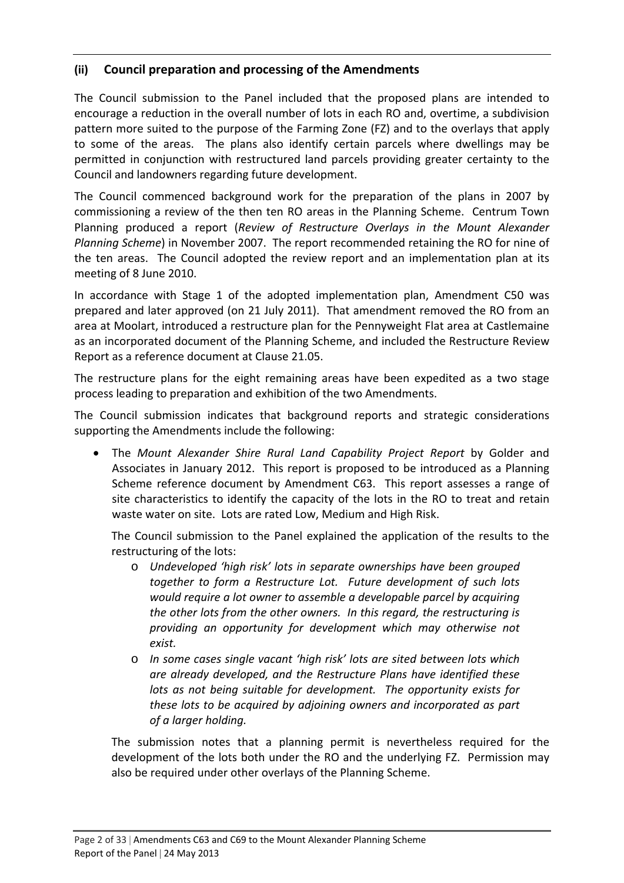### (ii) Council preparation and processing of the Amendments

The Council submission to the Panel included that the proposed plans are intended to encourage a reduction in the overall number of lots in each RO and, overtime, a subdivision pattern more suited to the purpose of the Farming Zone (FZ) and to the overlays that apply to some of the areas. The plans also identify certain parcels where dwellings may be permitted in conjunction with restructured land parcels providing greater certainty to the Council and landowners regarding future development.

The Council commenced background work for the preparation of the plans in 2007 by commissioning a review of the then ten RO areas in the Planning Scheme. Centrum Town Planning produced a report (*Review of Restructure Overlays in the Mount Alexander Planning Scheme*) in November 2007. The report recommended retaining the RO for nine of the ten areas. The Council adopted the review report and an implementation plan at its meeting of 8 June 2010.

In accordance with Stage 1 of the adopted implementation plan, Amendment C50 was prepared and later approved (on 21 July 2011). That amendment removed the RO from an area at Moolart, introduced a restructure plan for the Pennyweight Flat area at Castlemaine as an incorporated document of the Planning Scheme, and included the Restructure Review Report as a reference document at Clause 21.05.

The restructure plans for the eight remaining areas have been expedited as a two stage process leading to preparation and exhibition of the two Amendments.

The Council submission indicates that background reports and strategic considerations supporting the Amendments include the following:

- The *Mount Alexander Shire Rural Land Capability Project Report* by Golder and Associates in January 2012. This report is proposed to be introduced as a Planning Scheme reference document by Amendment C63. This report assesses a range of site characteristics to identify the capacity of the lots in the RO to treat and retain waste water on site. Lots are rated Low, Medium and High Risk.

  The Council submission to the Panel explained the application of the results to the restructuring of the lots:

  - *Undeveloped 'high risk' lots in separate ownerships have been grouped together to form a Restructure Lot. Future development of such lots would require a lot owner to assemble a developable parcel by acquiring the other lots from the other owners. In this regard, the restructuring is providing an opportunity for development which may otherwise not exist.*
  - *In some cases single vacant 'high risk' lots are sited between lots which are already developed, and the Restructure Plans have identified these lots as not being suitable for development. The opportunity exists for these lots to be acquired by adjoining owners and incorporated as part of a larger holding.*

  The submission notes that a planning permit is nevertheless required for the development of the lots both under the RO and the underlying FZ. Permission may also be required under other overlays of the Planning Scheme.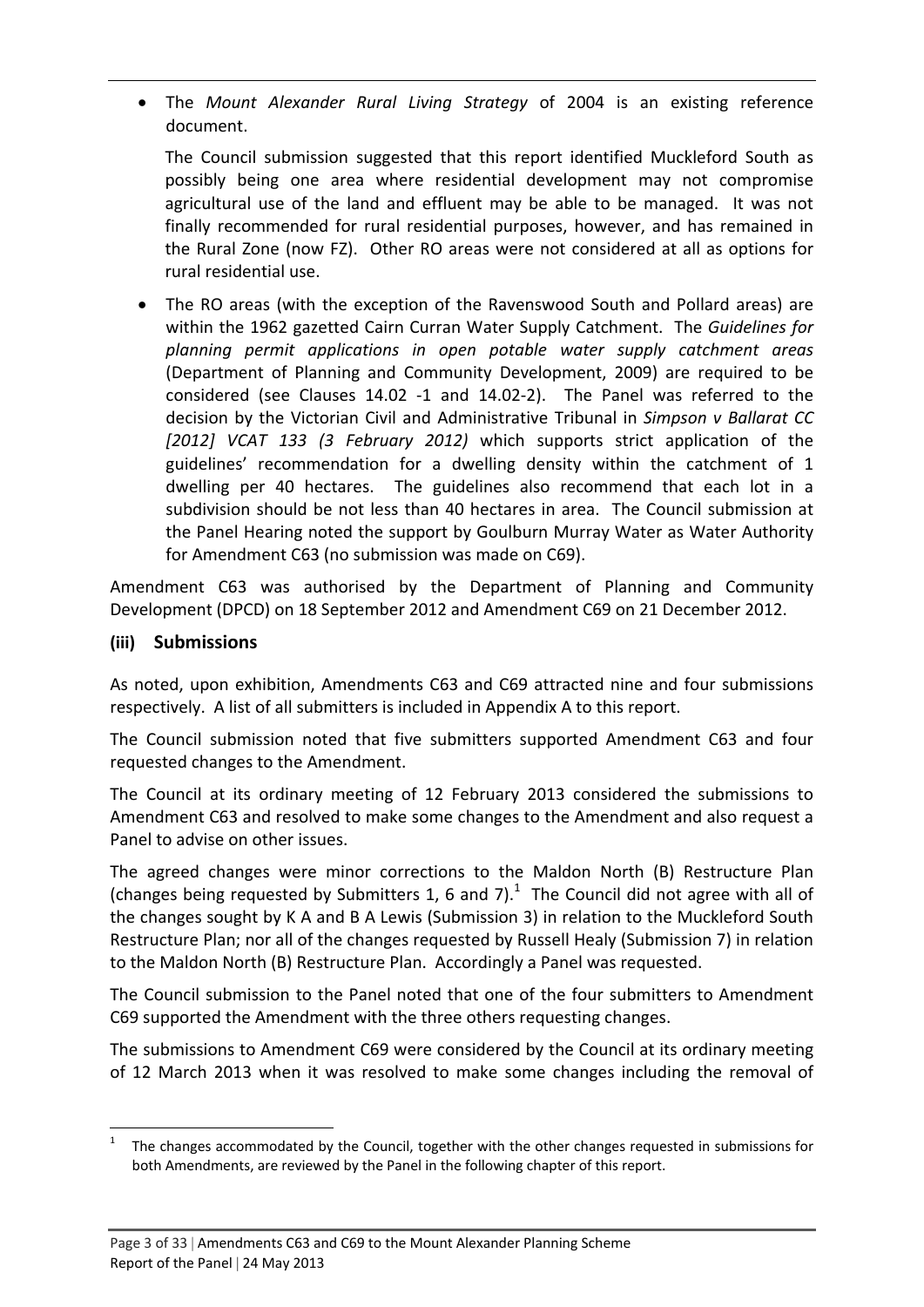- The *Mount Alexander Rural Living Strategy* of 2004 is an existing reference document.

  The Council submission suggested that this report identified Muckleford South as possibly being one area where residential development may not compromise agricultural use of the land and effluent may be able to be managed. It was not finally recommended for rural residential purposes, however, and has remained in the Rural Zone (now FZ). Other RO areas were not considered at all as options for rural residential use.

- The RO areas (with the exception of the Ravenswood South and Pollard areas) are within the 1962 gazetted Cairn Curran Water Supply Catchment. The *Guidelines for planning permit applications in open potable water supply catchment areas* (Department of Planning and Community Development, 2009) are required to be considered (see Clauses 14.02 -1 and 14.02-2). The Panel was referred to the decision by the Victorian Civil and Administrative Tribunal in *Simpson v Ballarat CC [2012] VCAT 133 (3 February 2012)* which supports strict application of the guidelines' recommendation for a dwelling density within the catchment of 1 dwelling per 40 hectares. The guidelines also recommend that each lot in a subdivision should be not less than 40 hectares in area. The Council submission at the Panel Hearing noted the support by Goulburn Murray Water as Water Authority for Amendment C63 (no submission was made on C69).

Amendment C63 was authorised by the Department of Planning and Community Development (DPCD) on 18 September 2012 and Amendment C69 on 21 December 2012.

### (iii) Submissions

As noted, upon exhibition, Amendments C63 and C69 attracted nine and four submissions respectively. A list of all submitters is included in Appendix A to this report.

The Council submission noted that five submitters supported Amendment C63 and four requested changes to the Amendment.

The Council at its ordinary meeting of 12 February 2013 considered the submissions to Amendment C63 and resolved to make some changes to the Amendment and also request a Panel to advise on other issues.

The agreed changes were minor corrections to the Maldon North (B) Restructure Plan (changes being requested by Submitters 1, 6 and 7).[1] The Council did not agree with all of the changes sought by K A and B A Lewis (Submission 3) in relation to the Muckleford South Restructure Plan; nor all of the changes requested by Russell Healy (Submission 7) in relation to the Maldon North (B) Restructure Plan. Accordingly a Panel was requested.

The Council submission to the Panel noted that one of the four submitters to Amendment C69 supported the Amendment with the three others requesting changes.

The submissions to Amendment C69 were considered by the Council at its ordinary meeting of 12 March 2013 when it was resolved to make some changes including the removal of

[1] The changes accommodated by the Council, together with the other changes requested in submissions for both Amendments, are reviewed by the Panel in the following chapter of this report.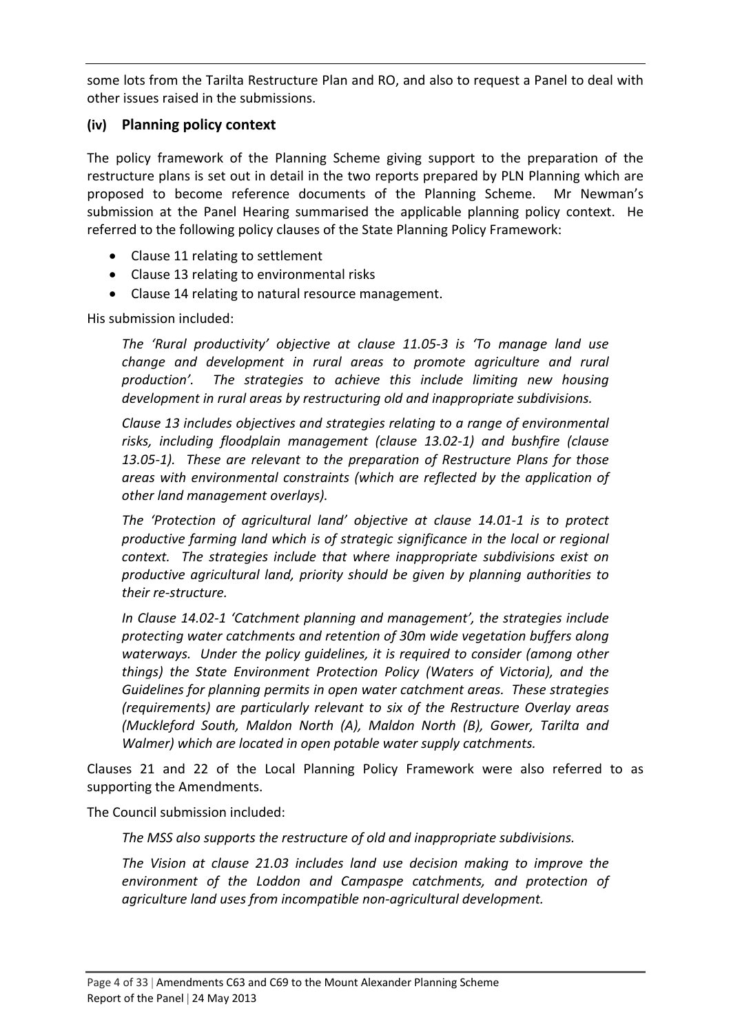some lots from the Tarilta Restructure Plan and RO, and also to request a Panel to deal with other issues raised in the submissions.

### (iv) Planning policy context

The policy framework of the Planning Scheme giving support to the preparation of the restructure plans is set out in detail in the two reports prepared by PLN Planning which are proposed to become reference documents of the Planning Scheme. Mr Newman's submission at the Panel Hearing summarised the applicable planning policy context. He referred to the following policy clauses of the State Planning Policy Framework:

- Clause 11 relating to settlement
- Clause 13 relating to environmental risks
- Clause 14 relating to natural resource management.

His submission included:

> *The 'Rural productivity' objective at clause 11.05-3 is 'To manage land use change and development in rural areas to promote agriculture and rural production'. The strategies to achieve this include limiting new housing development in rural areas by restructuring old and inappropriate subdivisions.*
>
> *Clause 13 includes objectives and strategies relating to a range of environmental risks, including floodplain management (clause 13.02-1) and bushfire (clause 13.05-1). These are relevant to the preparation of Restructure Plans for those areas with environmental constraints (which are reflected by the application of other land management overlays).*
>
> *The 'Protection of agricultural land' objective at clause 14.01-1 is to protect productive farming land which is of strategic significance in the local or regional context. The strategies include that where inappropriate subdivisions exist on productive agricultural land, priority should be given by planning authorities to their re-structure.*
>
> *In Clause 14.02-1 'Catchment planning and management', the strategies include protecting water catchments and retention of 30m wide vegetation buffers along waterways. Under the policy guidelines, it is required to consider (among other things) the State Environment Protection Policy (Waters of Victoria), and the Guidelines for planning permits in open water catchment areas. These strategies (requirements) are particularly relevant to six of the Restructure Overlay areas (Muckleford South, Maldon North (A), Maldon North (B), Gower, Tarilta and Walmer) which are located in open potable water supply catchments.*

Clauses 21 and 22 of the Local Planning Policy Framework were also referred to as supporting the Amendments.

The Council submission included:

> *The MSS also supports the restructure of old and inappropriate subdivisions.*
>
> *The Vision at clause 21.03 includes land use decision making to improve the environment of the Loddon and Campaspe catchments, and protection of agriculture land uses from incompatible non-agricultural development.*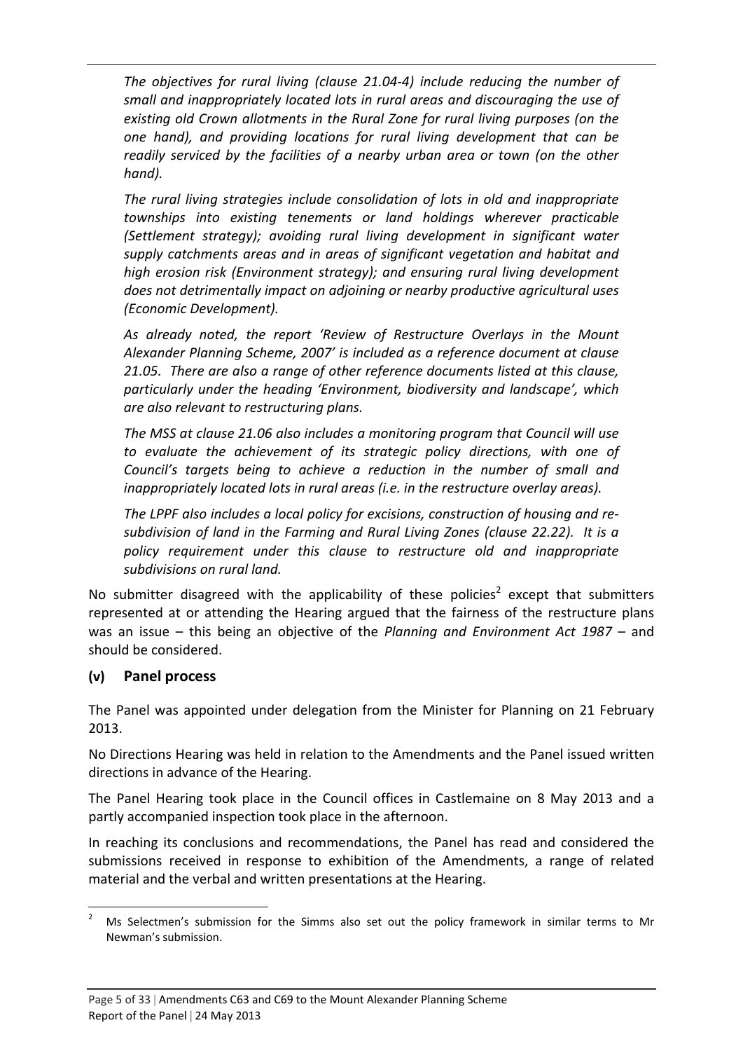*The objectives for rural living (clause 21.04-4) include reducing the number of small and inappropriately located lots in rural areas and discouraging the use of existing old Crown allotments in the Rural Zone for rural living purposes (on the one hand), and providing locations for rural living development that can be readily serviced by the facilities of a nearby urban area or town (on the other hand).*

*The rural living strategies include consolidation of lots in old and inappropriate townships into existing tenements or land holdings wherever practicable (Settlement strategy); avoiding rural living development in significant water supply catchments areas and in areas of significant vegetation and habitat and high erosion risk (Environment strategy); and ensuring rural living development does not detrimentally impact on adjoining or nearby productive agricultural uses (Economic Development).*

*As already noted, the report 'Review of Restructure Overlays in the Mount Alexander Planning Scheme, 2007' is included as a reference document at clause 21.05. There are also a range of other reference documents listed at this clause, particularly under the heading 'Environment, biodiversity and landscape', which are also relevant to restructuring plans.*

*The MSS at clause 21.06 also includes a monitoring program that Council will use to evaluate the achievement of its strategic policy directions, with one of Council's targets being to achieve a reduction in the number of small and inappropriately located lots in rural areas (i.e. in the restructure overlay areas).*

*The LPPF also includes a local policy for excisions, construction of housing and re-subdivision of land in the Farming and Rural Living Zones (clause 22.22). It is a policy requirement under this clause to restructure old and inappropriate subdivisions on rural land.*

No submitter disagreed with the applicability of these policies[2] except that submitters represented at or attending the Hearing argued that the fairness of the restructure plans was an issue – this being an objective of the *Planning and Environment Act 1987* – and should be considered.

### (v) Panel process

The Panel was appointed under delegation from the Minister for Planning on 21 February 2013.

No Directions Hearing was held in relation to the Amendments and the Panel issued written directions in advance of the Hearing.

The Panel Hearing took place in the Council offices in Castlemaine on 8 May 2013 and a partly accompanied inspection took place in the afternoon.

In reaching its conclusions and recommendations, the Panel has read and considered the submissions received in response to exhibition of the Amendments, a range of related material and the verbal and written presentations at the Hearing.

[2] Ms Selectmen's submission for the Simms also set out the policy framework in similar terms to Mr Newman's submission.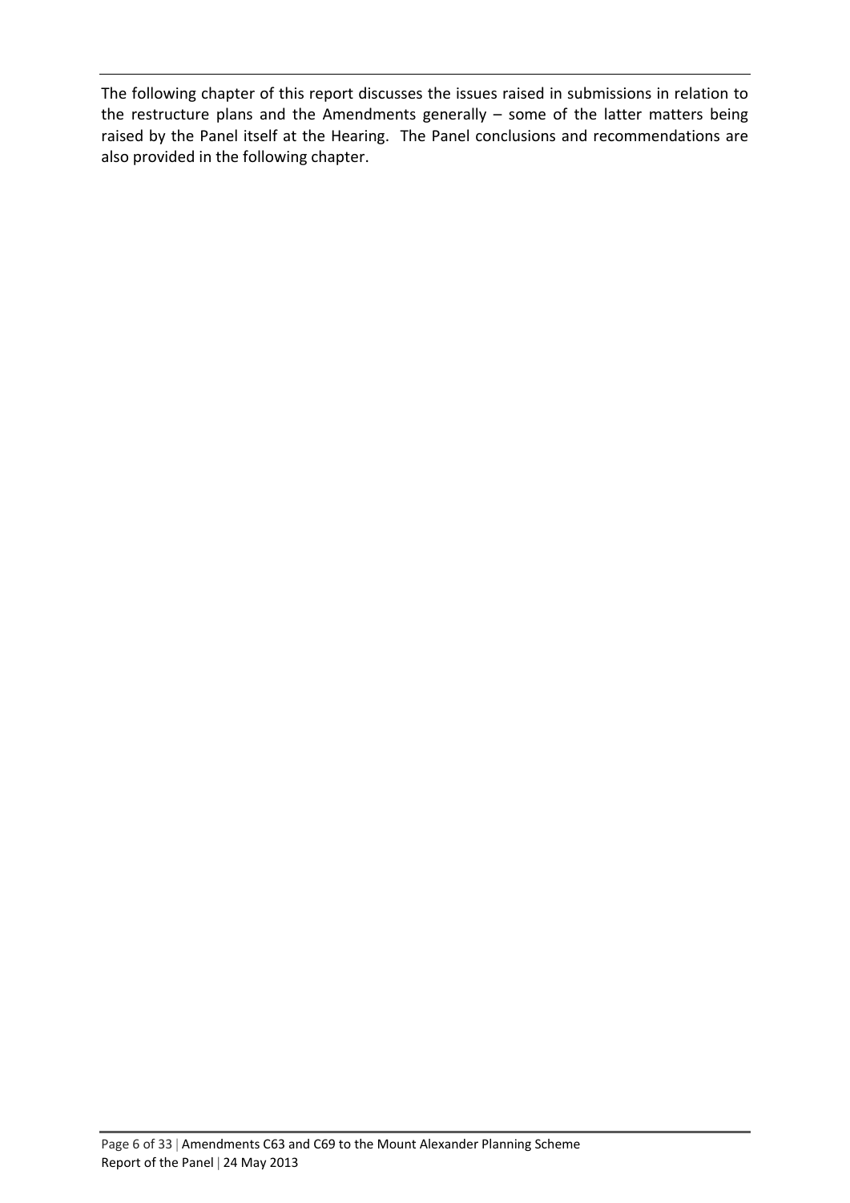The following chapter of this report discusses the issues raised in submissions in relation to the restructure plans and the Amendments generally – some of the latter matters being raised by the Panel itself at the Hearing. The Panel conclusions and recommendations are also provided in the following chapter.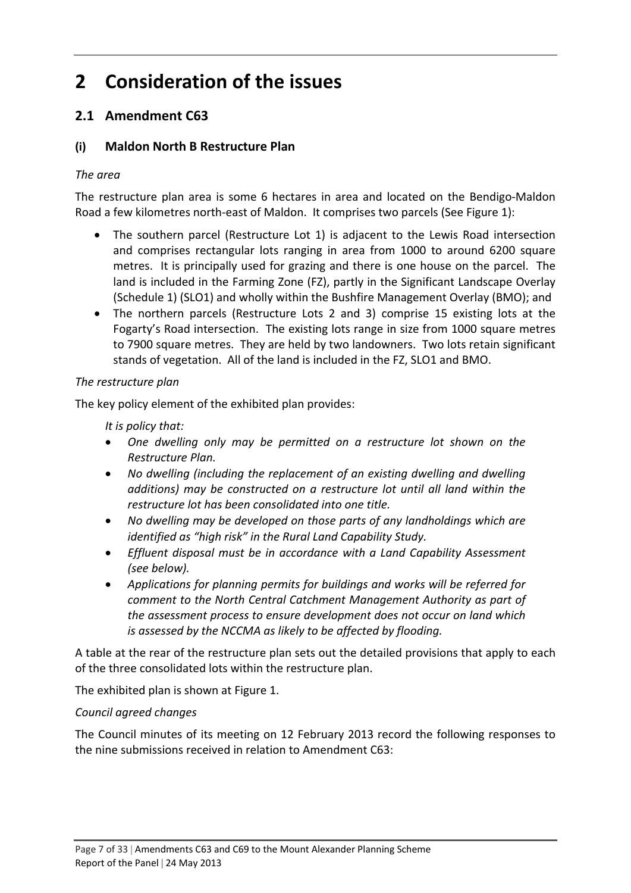# 2 Consideration of the issues

## 2.1 Amendment C63

### (i) Maldon North B Restructure Plan

*The area*

The restructure plan area is some 6 hectares in area and located on the Bendigo-Maldon Road a few kilometres north-east of Maldon. It comprises two parcels (See Figure 1):

- The southern parcel (Restructure Lot 1) is adjacent to the Lewis Road intersection and comprises rectangular lots ranging in area from 1000 to around 6200 square metres. It is principally used for grazing and there is one house on the parcel. The land is included in the Farming Zone (FZ), partly in the Significant Landscape Overlay (Schedule 1) (SLO1) and wholly within the Bushfire Management Overlay (BMO); and
- The northern parcels (Restructure Lots 2 and 3) comprise 15 existing lots at the Fogarty's Road intersection. The existing lots range in size from 1000 square metres to 7900 square metres. They are held by two landowners. Two lots retain significant stands of vegetation. All of the land is included in the FZ, SLO1 and BMO.

*The restructure plan*

The key policy element of the exhibited plan provides:

> *It is policy that:*
>
> - *One dwelling only may be permitted on a restructure lot shown on the Restructure Plan.*
> - *No dwelling (including the replacement of an existing dwelling and dwelling additions) may be constructed on a restructure lot until all land within the restructure lot has been consolidated into one title.*
> - *No dwelling may be developed on those parts of any landholdings which are identified as "high risk" in the Rural Land Capability Study.*
> - *Effluent disposal must be in accordance with a Land Capability Assessment (see below).*
> - *Applications for planning permits for buildings and works will be referred for comment to the North Central Catchment Management Authority as part of the assessment process to ensure development does not occur on land which is assessed by the NCCMA as likely to be affected by flooding.*

A table at the rear of the restructure plan sets out the detailed provisions that apply to each of the three consolidated lots within the restructure plan.

The exhibited plan is shown at Figure 1.

*Council agreed changes*

The Council minutes of its meeting on 12 February 2013 record the following responses to the nine submissions received in relation to Amendment C63: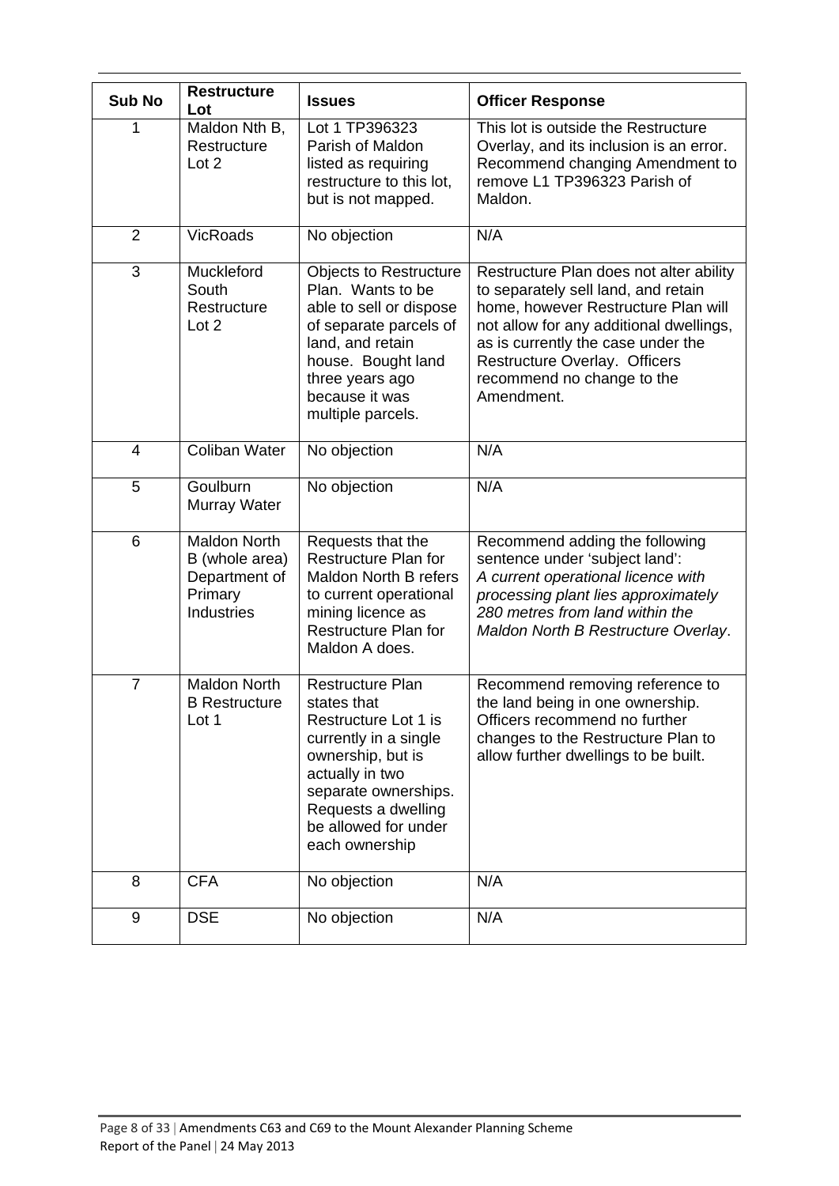| Sub No | Restructure Lot | Issues | Officer Response |
|---|---|---|---|
| 1 | Maldon Nth B, Restructure Lot 2 | Lot 1 TP396323 Parish of Maldon listed as requiring restructure to this lot, but is not mapped. | This lot is outside the Restructure Overlay, and its inclusion is an error. Recommend changing Amendment to remove L1 TP396323 Parish of Maldon. |
| 2 | VicRoads | No objection | N/A |
| 3 | Muckleford South Restructure Lot 2 | Objects to Restructure Plan. Wants to be able to sell or dispose of separate parcels of land, and retain house. Bought land three years ago because it was multiple parcels. | Restructure Plan does not alter ability to separately sell land, and retain home, however Restructure Plan will not allow for any additional dwellings, as is currently the case under the Restructure Overlay. Officers recommend no change to the Amendment. |
| 4 | Coliban Water | No objection | N/A |
| 5 | Goulburn Murray Water | No objection | N/A |
| 6 | Maldon North B (whole area) Department of Primary Industries | Requests that the Restructure Plan for Maldon North B refers to current operational mining licence as Restructure Plan for Maldon A does. | Recommend adding the following sentence under 'subject land': *A current operational licence with processing plant lies approximately 280 metres from land within the Maldon North B Restructure Overlay*. |
| 7 | Maldon North B Restructure Lot 1 | Restructure Plan states that Restructure Lot 1 is currently in a single ownership, but is actually in two separate ownerships. Requests a dwelling be allowed for under each ownership | Recommend removing reference to the land being in one ownership. Officers recommend no further changes to the Restructure Plan to allow further dwellings to be built. |
| 8 | CFA | No objection | N/A |
| 9 | DSE | No objection | N/A |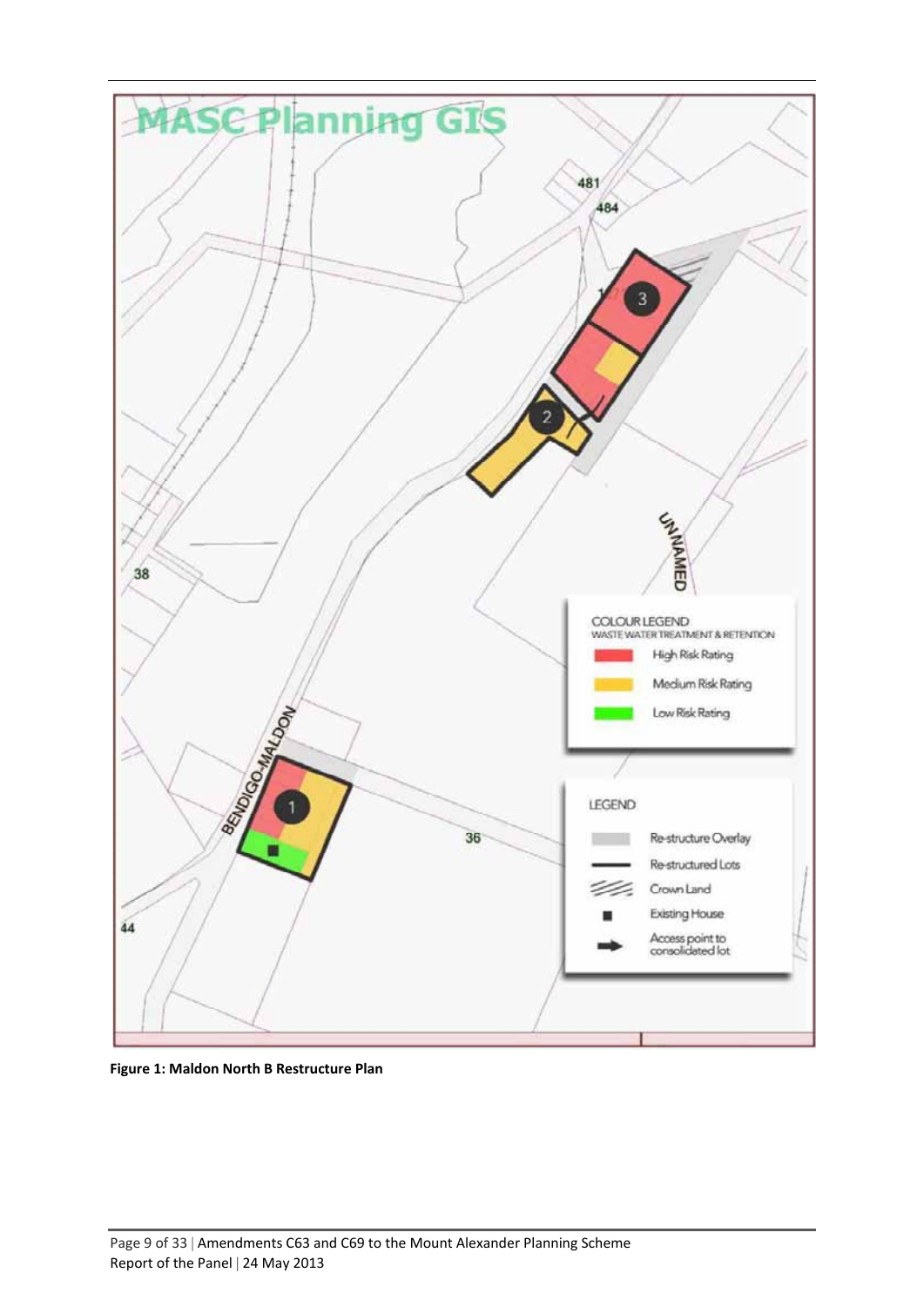**Figure 1: Maldon North B Restructure Plan**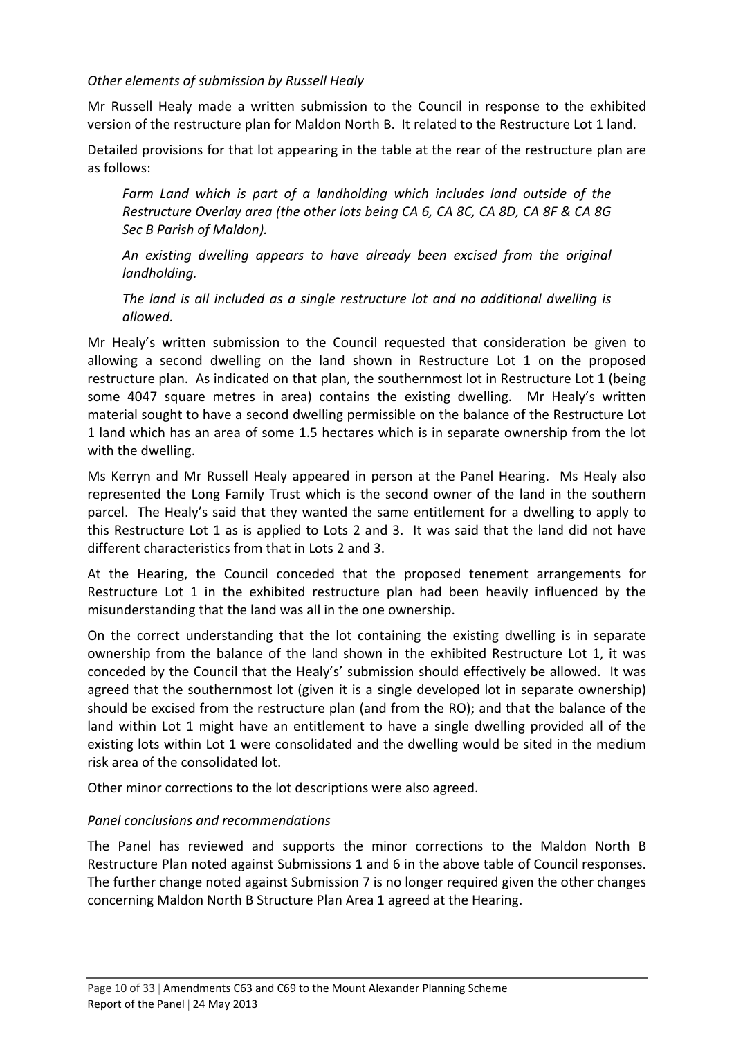*Other elements of submission by Russell Healy*

Mr Russell Healy made a written submission to the Council in response to the exhibited version of the restructure plan for Maldon North B. It related to the Restructure Lot 1 land.

Detailed provisions for that lot appearing in the table at the rear of the restructure plan are as follows:

> *Farm Land which is part of a landholding which includes land outside of the Restructure Overlay area (the other lots being CA 6, CA 8C, CA 8D, CA 8F & CA 8G Sec B Parish of Maldon).*
>
> *An existing dwelling appears to have already been excised from the original landholding.*
>
> *The land is all included as a single restructure lot and no additional dwelling is allowed.*

Mr Healy's written submission to the Council requested that consideration be given to allowing a second dwelling on the land shown in Restructure Lot 1 on the proposed restructure plan. As indicated on that plan, the southernmost lot in Restructure Lot 1 (being some 4047 square metres in area) contains the existing dwelling. Mr Healy's written material sought to have a second dwelling permissible on the balance of the Restructure Lot 1 land which has an area of some 1.5 hectares which is in separate ownership from the lot with the dwelling.

Ms Kerryn and Mr Russell Healy appeared in person at the Panel Hearing. Ms Healy also represented the Long Family Trust which is the second owner of the land in the southern parcel. The Healy's said that they wanted the same entitlement for a dwelling to apply to this Restructure Lot 1 as is applied to Lots 2 and 3. It was said that the land did not have different characteristics from that in Lots 2 and 3.

At the Hearing, the Council conceded that the proposed tenement arrangements for Restructure Lot 1 in the exhibited restructure plan had been heavily influenced by the misunderstanding that the land was all in the one ownership.

On the correct understanding that the lot containing the existing dwelling is in separate ownership from the balance of the land shown in the exhibited Restructure Lot 1, it was conceded by the Council that the Healy's' submission should effectively be allowed. It was agreed that the southernmost lot (given it is a single developed lot in separate ownership) should be excised from the restructure plan (and from the RO); and that the balance of the land within Lot 1 might have an entitlement to have a single dwelling provided all of the existing lots within Lot 1 were consolidated and the dwelling would be sited in the medium risk area of the consolidated lot.

Other minor corrections to the lot descriptions were also agreed.

*Panel conclusions and recommendations*

The Panel has reviewed and supports the minor corrections to the Maldon North B Restructure Plan noted against Submissions 1 and 6 in the above table of Council responses. The further change noted against Submission 7 is no longer required given the other changes concerning Maldon North B Structure Plan Area 1 agreed at the Hearing.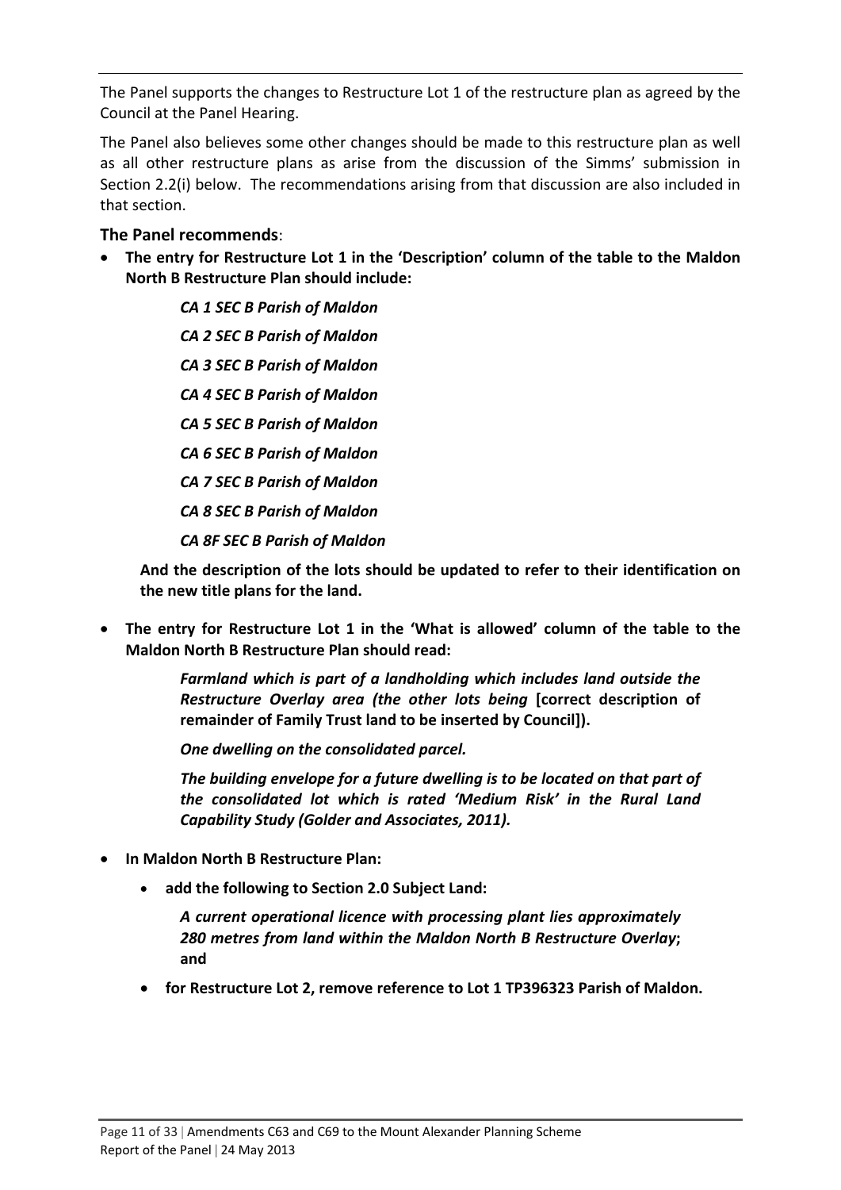The Panel supports the changes to Restructure Lot 1 of the restructure plan as agreed by the Council at the Panel Hearing.

The Panel also believes some other changes should be made to this restructure plan as well as all other restructure plans as arise from the discussion of the Simms' submission in Section 2.2(i) below. The recommendations arising from that discussion are also included in that section.

**The Panel recommends**:

- **The entry for Restructure Lot 1 in the 'Description' column of the table to the Maldon North B Restructure Plan should include:**

  ***CA 1 SEC B Parish of Maldon***

  ***CA 2 SEC B Parish of Maldon***

  ***CA 3 SEC B Parish of Maldon***

  ***CA 4 SEC B Parish of Maldon***

  ***CA 5 SEC B Parish of Maldon***

  ***CA 6 SEC B Parish of Maldon***

  ***CA 7 SEC B Parish of Maldon***

  ***CA 8 SEC B Parish of Maldon***

  ***CA 8F SEC B Parish of Maldon***

  **And the description of the lots should be updated to refer to their identification on the new title plans for the land.**

- **The entry for Restructure Lot 1 in the 'What is allowed' column of the table to the Maldon North B Restructure Plan should read:**

  ***Farmland which is part of a landholding which includes land outside the Restructure Overlay area (the other lots being* [correct description of remainder of Family Trust land to be inserted by Council]).**

  ***One dwelling on the consolidated parcel.***

  ***The building envelope for a future dwelling is to be located on that part of the consolidated lot which is rated 'Medium Risk' in the Rural Land Capability Study (Golder and Associates, 2011).***

- **In Maldon North B Restructure Plan:**
  - **add the following to Section 2.0 Subject Land:**

    ***A current operational licence with processing plant lies approximately 280 metres from land within the Maldon North B Restructure Overlay*; and**

  - **for Restructure Lot 2, remove reference to Lot 1 TP396323 Parish of Maldon.**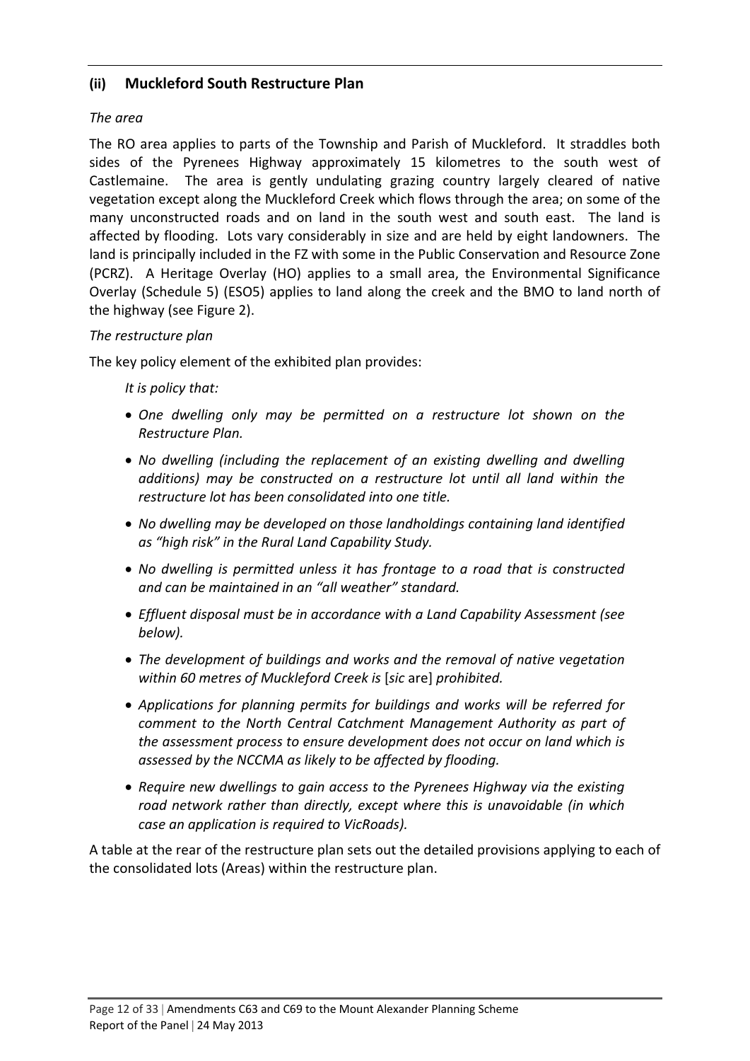### (ii) Muckleford South Restructure Plan

*The area*

The RO area applies to parts of the Township and Parish of Muckleford. It straddles both sides of the Pyrenees Highway approximately 15 kilometres to the south west of Castlemaine. The area is gently undulating grazing country largely cleared of native vegetation except along the Muckleford Creek which flows through the area; on some of the many unconstructed roads and on land in the south west and south east. The land is affected by flooding. Lots vary considerably in size and are held by eight landowners. The land is principally included in the FZ with some in the Public Conservation and Resource Zone (PCRZ). A Heritage Overlay (HO) applies to a small area, the Environmental Significance Overlay (Schedule 5) (ESO5) applies to land along the creek and the BMO to land north of the highway (see Figure 2).

*The restructure plan*

The key policy element of the exhibited plan provides:

> *It is policy that:*
>
> - *One dwelling only may be permitted on a restructure lot shown on the Restructure Plan.*
> - *No dwelling (including the replacement of an existing dwelling and dwelling additions) may be constructed on a restructure lot until all land within the restructure lot has been consolidated into one title.*
> - *No dwelling may be developed on those landholdings containing land identified as "high risk" in the Rural Land Capability Study.*
> - *No dwelling is permitted unless it has frontage to a road that is constructed and can be maintained in an "all weather" standard.*
> - *Effluent disposal must be in accordance with a Land Capability Assessment (see below).*
> - *The development of buildings and works and the removal of native vegetation within 60 metres of Muckleford Creek is* [*sic* are] *prohibited.*
> - *Applications for planning permits for buildings and works will be referred for comment to the North Central Catchment Management Authority as part of the assessment process to ensure development does not occur on land which is assessed by the NCCMA as likely to be affected by flooding.*
> - *Require new dwellings to gain access to the Pyrenees Highway via the existing road network rather than directly, except where this is unavoidable (in which case an application is required to VicRoads).*

A table at the rear of the restructure plan sets out the detailed provisions applying to each of the consolidated lots (Areas) within the restructure plan.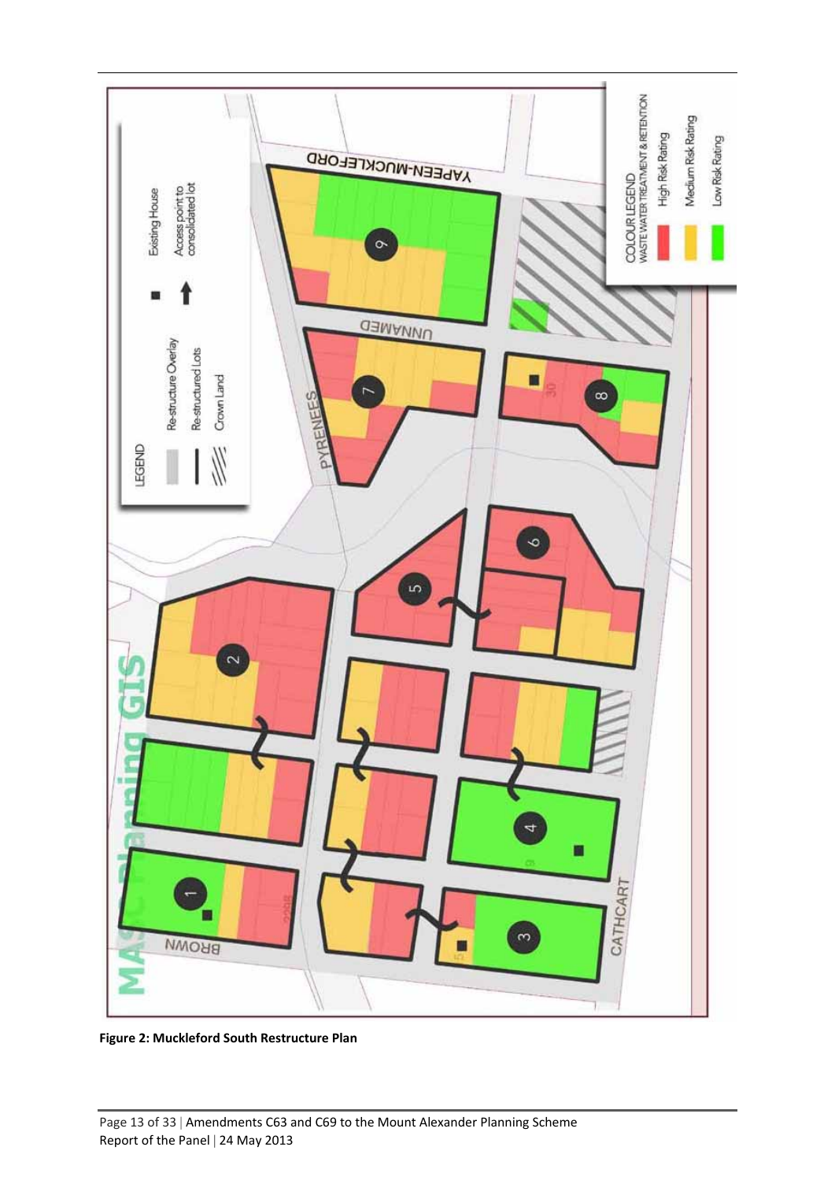**Figure 2: Muckleford South Restructure Plan**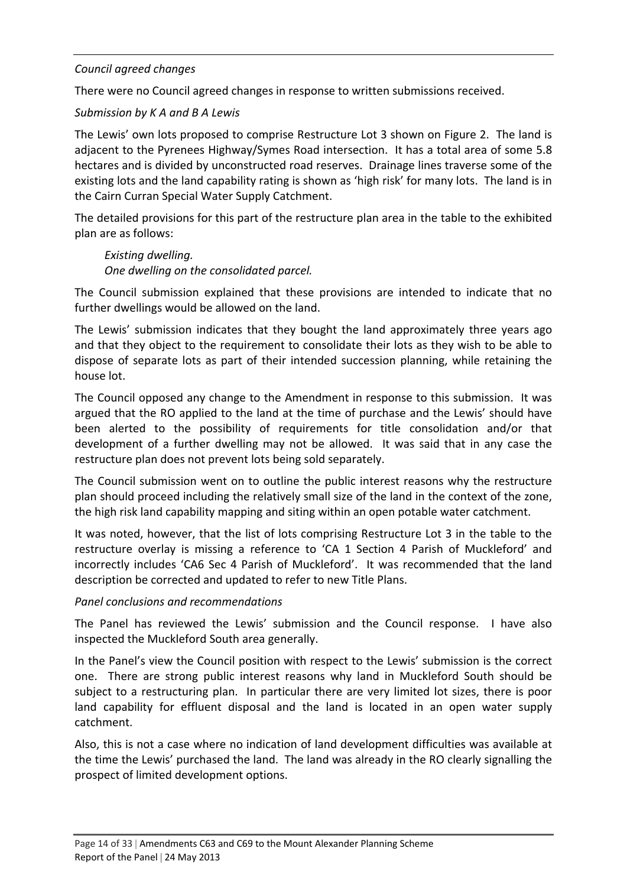*Council agreed changes*

There were no Council agreed changes in response to written submissions received.

*Submission by K A and B A Lewis*

The Lewis' own lots proposed to comprise Restructure Lot 3 shown on Figure 2. The land is adjacent to the Pyrenees Highway/Symes Road intersection. It has a total area of some 5.8 hectares and is divided by unconstructed road reserves. Drainage lines traverse some of the existing lots and the land capability rating is shown as 'high risk' for many lots. The land is in the Cairn Curran Special Water Supply Catchment.

The detailed provisions for this part of the restructure plan area in the table to the exhibited plan are as follows:

> *Existing dwelling.*
> *One dwelling on the consolidated parcel.*

The Council submission explained that these provisions are intended to indicate that no further dwellings would be allowed on the land.

The Lewis' submission indicates that they bought the land approximately three years ago and that they object to the requirement to consolidate their lots as they wish to be able to dispose of separate lots as part of their intended succession planning, while retaining the house lot.

The Council opposed any change to the Amendment in response to this submission. It was argued that the RO applied to the land at the time of purchase and the Lewis' should have been alerted to the possibility of requirements for title consolidation and/or that development of a further dwelling may not be allowed. It was said that in any case the restructure plan does not prevent lots being sold separately.

The Council submission went on to outline the public interest reasons why the restructure plan should proceed including the relatively small size of the land in the context of the zone, the high risk land capability mapping and siting within an open potable water catchment.

It was noted, however, that the list of lots comprising Restructure Lot 3 in the table to the restructure overlay is missing a reference to 'CA 1 Section 4 Parish of Muckleford' and incorrectly includes 'CA6 Sec 4 Parish of Muckleford'. It was recommended that the land description be corrected and updated to refer to new Title Plans.

*Panel conclusions and recommendations*

The Panel has reviewed the Lewis' submission and the Council response. I have also inspected the Muckleford South area generally.

In the Panel's view the Council position with respect to the Lewis' submission is the correct one. There are strong public interest reasons why land in Muckleford South should be subject to a restructuring plan. In particular there are very limited lot sizes, there is poor land capability for effluent disposal and the land is located in an open water supply catchment.

Also, this is not a case where no indication of land development difficulties was available at the time the Lewis' purchased the land. The land was already in the RO clearly signalling the prospect of limited development options.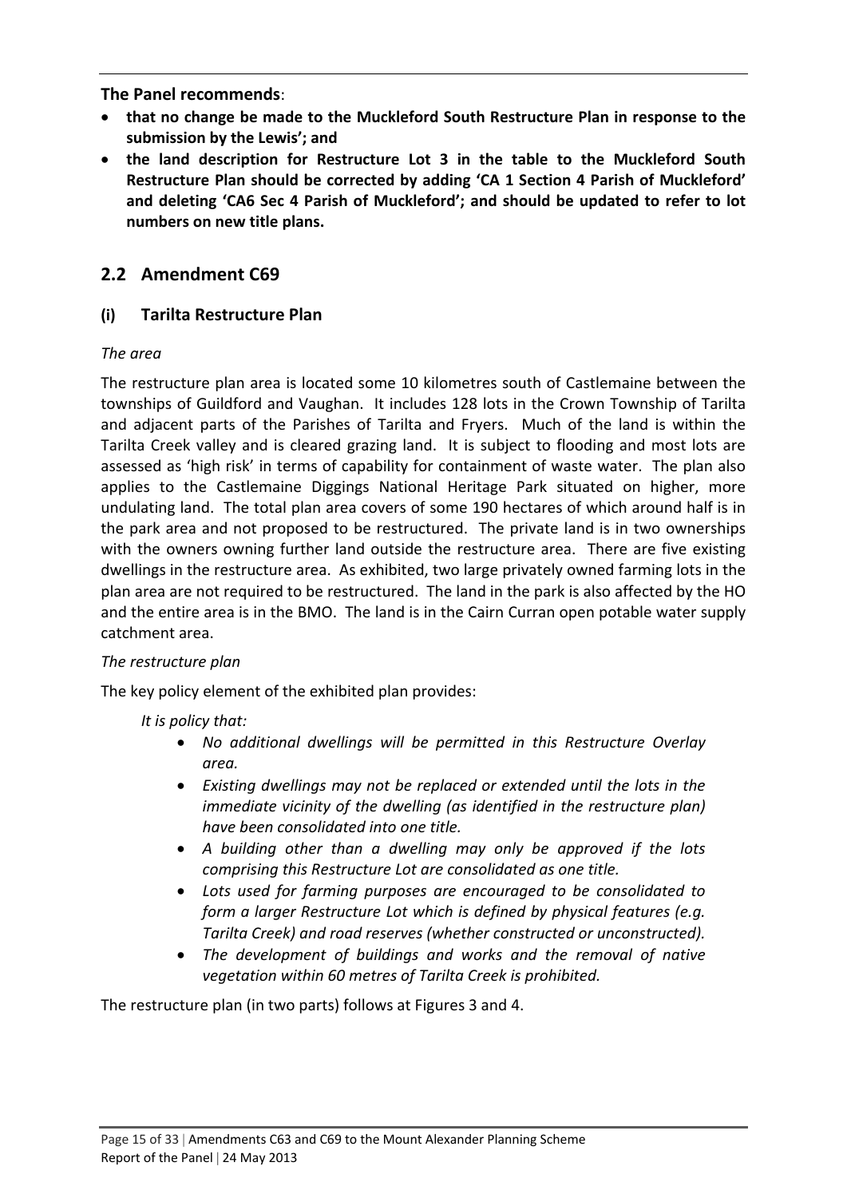**The Panel recommends**:

- **that no change be made to the Muckleford South Restructure Plan in response to the submission by the Lewis'; and**
- **the land description for Restructure Lot 3 in the table to the Muckleford South Restructure Plan should be corrected by adding 'CA 1 Section 4 Parish of Muckleford' and deleting 'CA6 Sec 4 Parish of Muckleford'; and should be updated to refer to lot numbers on new title plans.**

## 2.2 Amendment C69

### (i) Tarilta Restructure Plan

*The area*

The restructure plan area is located some 10 kilometres south of Castlemaine between the townships of Guildford and Vaughan. It includes 128 lots in the Crown Township of Tarilta and adjacent parts of the Parishes of Tarilta and Fryers. Much of the land is within the Tarilta Creek valley and is cleared grazing land. It is subject to flooding and most lots are assessed as 'high risk' in terms of capability for containment of waste water. The plan also applies to the Castlemaine Diggings National Heritage Park situated on higher, more undulating land. The total plan area covers of some 190 hectares of which around half is in the park area and not proposed to be restructured. The private land is in two ownerships with the owners owning further land outside the restructure area. There are five existing dwellings in the restructure area. As exhibited, two large privately owned farming lots in the plan area are not required to be restructured. The land in the park is also affected by the HO and the entire area is in the BMO. The land is in the Cairn Curran open potable water supply catchment area.

*The restructure plan*

The key policy element of the exhibited plan provides:

> *It is policy that:*
>
> - *No additional dwellings will be permitted in this Restructure Overlay area.*
> - *Existing dwellings may not be replaced or extended until the lots in the immediate vicinity of the dwelling (as identified in the restructure plan) have been consolidated into one title.*
> - *A building other than a dwelling may only be approved if the lots comprising this Restructure Lot are consolidated as one title.*
> - *Lots used for farming purposes are encouraged to be consolidated to form a larger Restructure Lot which is defined by physical features (e.g. Tarilta Creek) and road reserves (whether constructed or unconstructed).*
> - *The development of buildings and works and the removal of native vegetation within 60 metres of Tarilta Creek is prohibited.*

The restructure plan (in two parts) follows at Figures 3 and 4.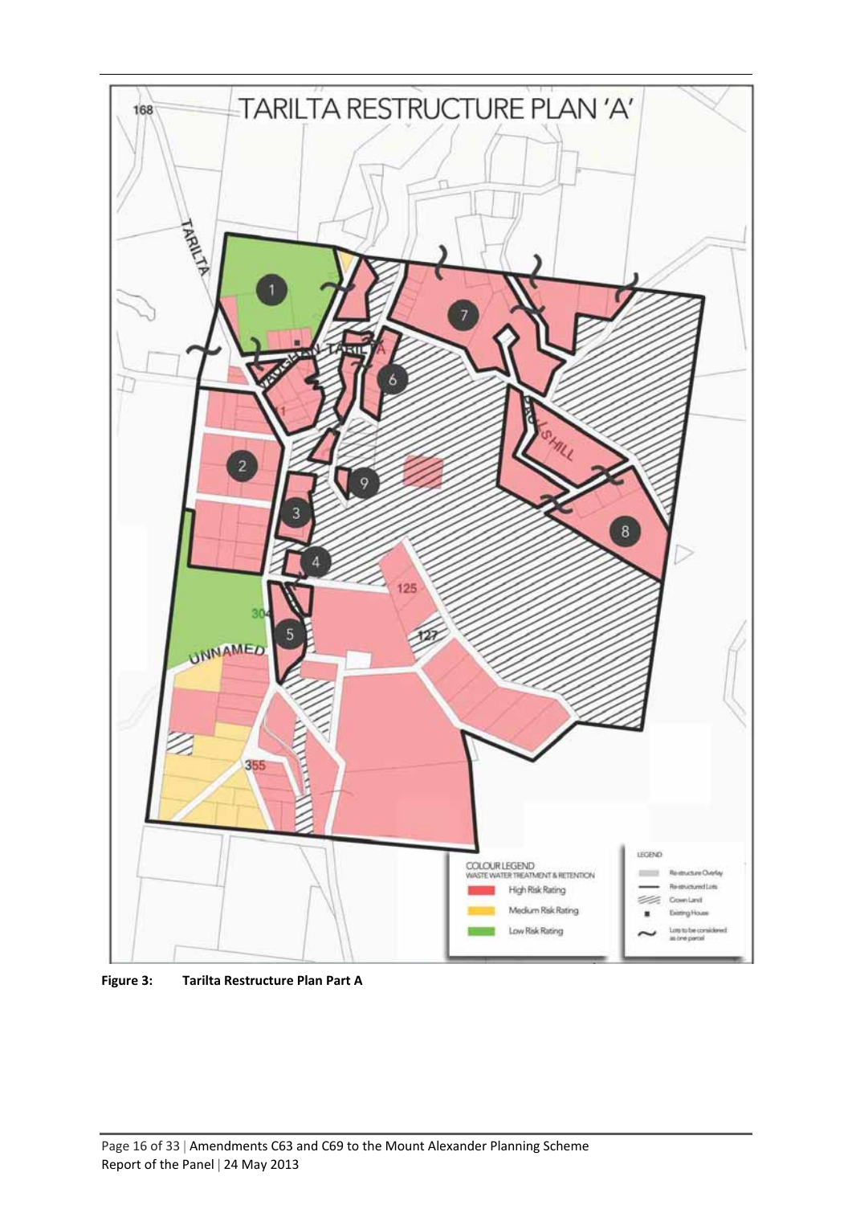**Figure 3: Tarilta Restructure Plan Part A**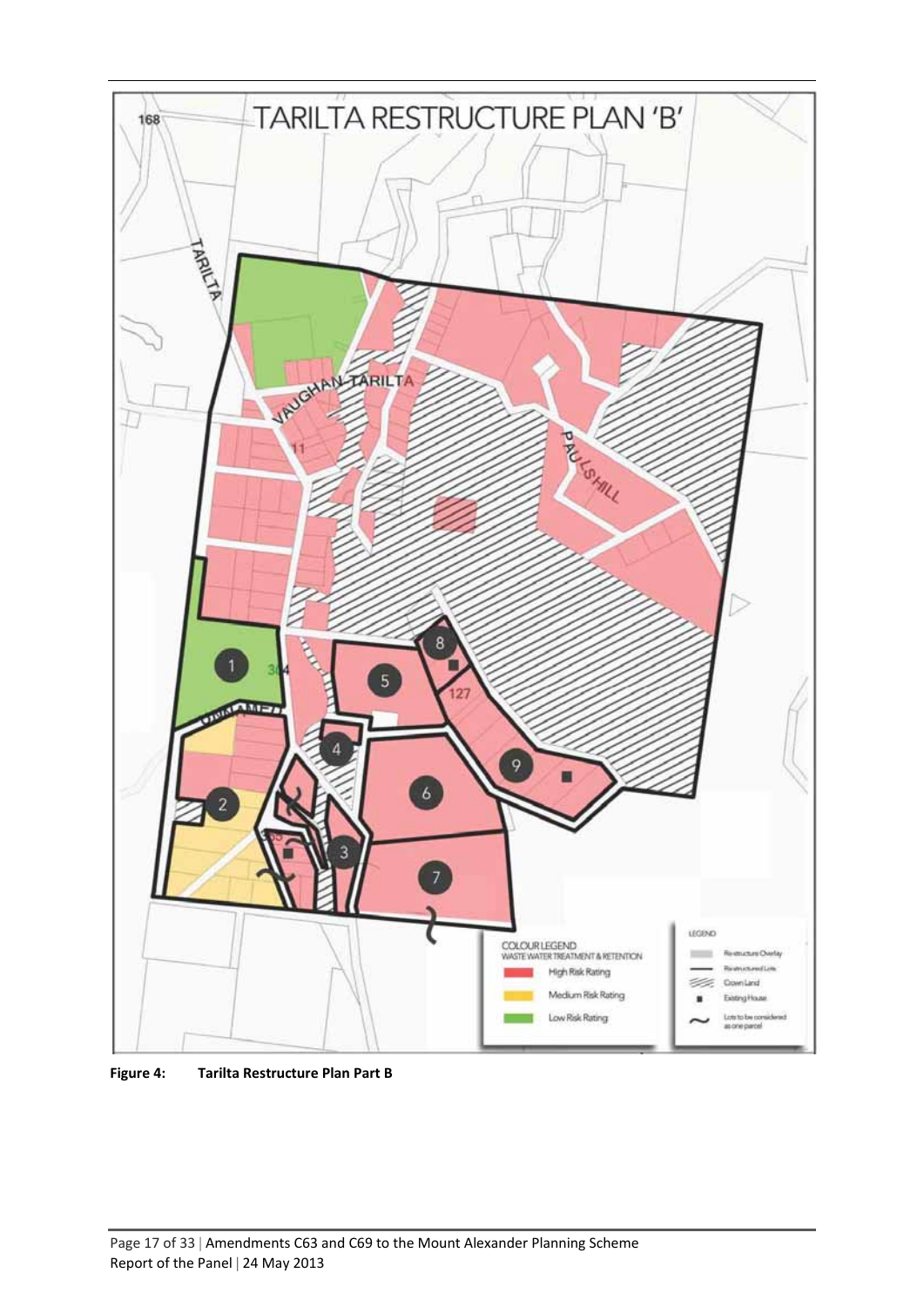**Figure 4: Tarilta Restructure Plan Part B**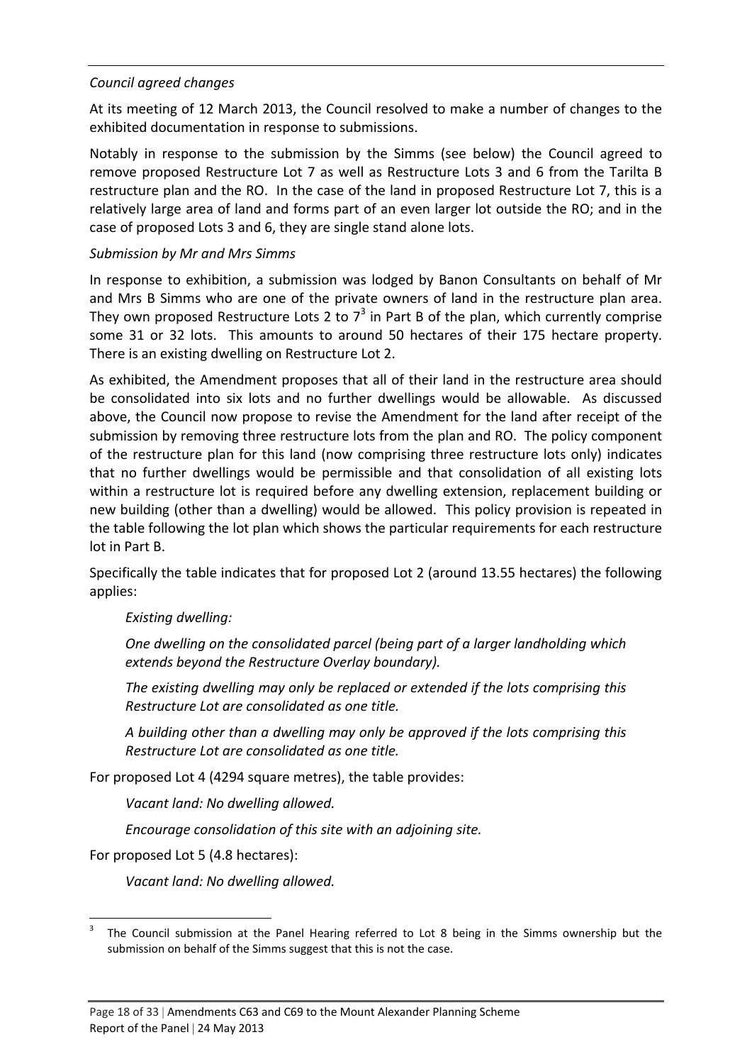*Council agreed changes*

At its meeting of 12 March 2013, the Council resolved to make a number of changes to the exhibited documentation in response to submissions.

Notably in response to the submission by the Simms (see below) the Council agreed to remove proposed Restructure Lot 7 as well as Restructure Lots 3 and 6 from the Tarilta B restructure plan and the RO. In the case of the land in proposed Restructure Lot 7, this is a relatively large area of land and forms part of an even larger lot outside the RO; and in the case of proposed Lots 3 and 6, they are single stand alone lots.

*Submission by Mr and Mrs Simms*

In response to exhibition, a submission was lodged by Banon Consultants on behalf of Mr and Mrs B Simms who are one of the private owners of land in the restructure plan area. They own proposed Restructure Lots 2 to 7[3] in Part B of the plan, which currently comprise some 31 or 32 lots. This amounts to around 50 hectares of their 175 hectare property. There is an existing dwelling on Restructure Lot 2.

As exhibited, the Amendment proposes that all of their land in the restructure area should be consolidated into six lots and no further dwellings would be allowable. As discussed above, the Council now propose to revise the Amendment for the land after receipt of the submission by removing three restructure lots from the plan and RO. The policy component of the restructure plan for this land (now comprising three restructure lots only) indicates that no further dwellings would be permissible and that consolidation of all existing lots within a restructure lot is required before any dwelling extension, replacement building or new building (other than a dwelling) would be allowed. This policy provision is repeated in the table following the lot plan which shows the particular requirements for each restructure lot in Part B.

Specifically the table indicates that for proposed Lot 2 (around 13.55 hectares) the following applies:

> *Existing dwelling:*
>
> *One dwelling on the consolidated parcel (being part of a larger landholding which extends beyond the Restructure Overlay boundary).*
>
> *The existing dwelling may only be replaced or extended if the lots comprising this Restructure Lot are consolidated as one title.*
>
> *A building other than a dwelling may only be approved if the lots comprising this Restructure Lot are consolidated as one title.*

For proposed Lot 4 (4294 square metres), the table provides:

> *Vacant land: No dwelling allowed.*
>
> *Encourage consolidation of this site with an adjoining site.*

For proposed Lot 5 (4.8 hectares):

> *Vacant land: No dwelling allowed.*

---

[3] The Council submission at the Panel Hearing referred to Lot 8 being in the Simms ownership but the submission on behalf of the Simms suggest that this is not the case.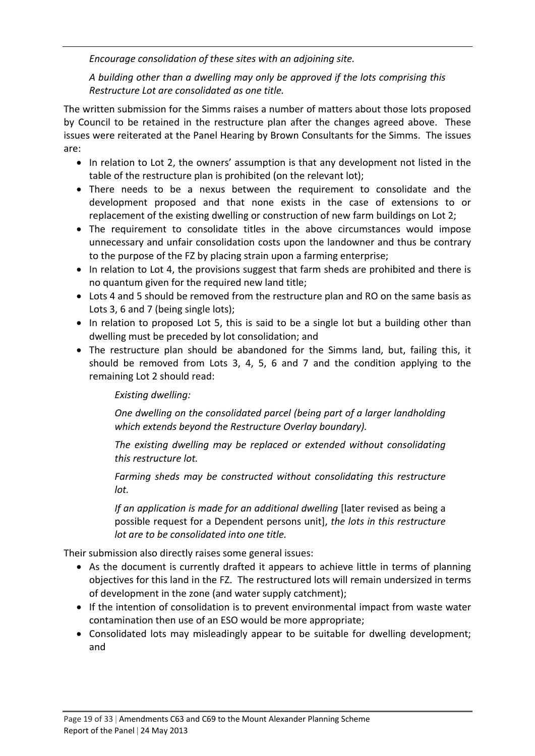*Encourage consolidation of these sites with an adjoining site.*

*A building other than a dwelling may only be approved if the lots comprising this Restructure Lot are consolidated as one title.*

The written submission for the Simms raises a number of matters about those lots proposed by Council to be retained in the restructure plan after the changes agreed above. These issues were reiterated at the Panel Hearing by Brown Consultants for the Simms. The issues are:

- In relation to Lot 2, the owners' assumption is that any development not listed in the table of the restructure plan is prohibited (on the relevant lot);
- There needs to be a nexus between the requirement to consolidate and the development proposed and that none exists in the case of extensions to or replacement of the existing dwelling or construction of new farm buildings on Lot 2;
- The requirement to consolidate titles in the above circumstances would impose unnecessary and unfair consolidation costs upon the landowner and thus be contrary to the purpose of the FZ by placing strain upon a farming enterprise;
- In relation to Lot 4, the provisions suggest that farm sheds are prohibited and there is no quantum given for the required new land title;
- Lots 4 and 5 should be removed from the restructure plan and RO on the same basis as Lots 3, 6 and 7 (being single lots);
- In relation to proposed Lot 5, this is said to be a single lot but a building other than dwelling must be preceded by lot consolidation; and
- The restructure plan should be abandoned for the Simms land, but, failing this, it should be removed from Lots 3, 4, 5, 6 and 7 and the condition applying to the remaining Lot 2 should read:

  *Existing dwelling:*

  *One dwelling on the consolidated parcel (being part of a larger landholding which extends beyond the Restructure Overlay boundary).*

  *The existing dwelling may be replaced or extended without consolidating this restructure lot.*

  *Farming sheds may be constructed without consolidating this restructure lot.*

  *If an application is made for an additional dwelling* [later revised as being a possible request for a Dependent persons unit], *the lots in this restructure lot are to be consolidated into one title.*

Their submission also directly raises some general issues:

- As the document is currently drafted it appears to achieve little in terms of planning objectives for this land in the FZ. The restructured lots will remain undersized in terms of development in the zone (and water supply catchment);
- If the intention of consolidation is to prevent environmental impact from waste water contamination then use of an ESO would be more appropriate;
- Consolidated lots may misleadingly appear to be suitable for dwelling development; and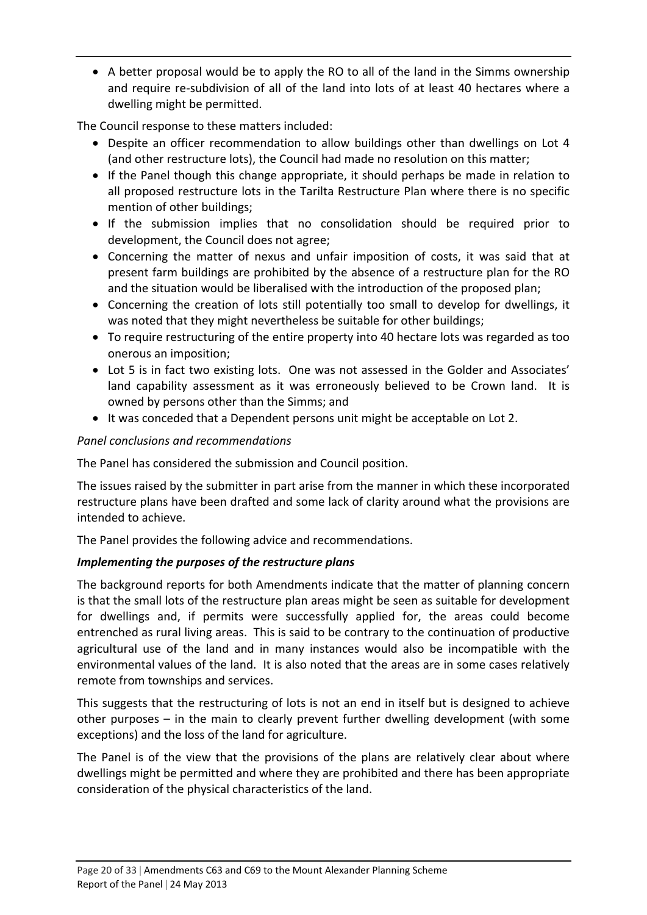- A better proposal would be to apply the RO to all of the land in the Simms ownership and require re-subdivision of all of the land into lots of at least 40 hectares where a dwelling might be permitted.

The Council response to these matters included:

- Despite an officer recommendation to allow buildings other than dwellings on Lot 4 (and other restructure lots), the Council had made no resolution on this matter;
- If the Panel though this change appropriate, it should perhaps be made in relation to all proposed restructure lots in the Tarilta Restructure Plan where there is no specific mention of other buildings;
- If the submission implies that no consolidation should be required prior to development, the Council does not agree;
- Concerning the matter of nexus and unfair imposition of costs, it was said that at present farm buildings are prohibited by the absence of a restructure plan for the RO and the situation would be liberalised with the introduction of the proposed plan;
- Concerning the creation of lots still potentially too small to develop for dwellings, it was noted that they might nevertheless be suitable for other buildings;
- To require restructuring of the entire property into 40 hectare lots was regarded as too onerous an imposition;
- Lot 5 is in fact two existing lots. One was not assessed in the Golder and Associates' land capability assessment as it was erroneously believed to be Crown land. It is owned by persons other than the Simms; and
- It was conceded that a Dependent persons unit might be acceptable on Lot 2.

*Panel conclusions and recommendations*

The Panel has considered the submission and Council position.

The issues raised by the submitter in part arise from the manner in which these incorporated restructure plans have been drafted and some lack of clarity around what the provisions are intended to achieve.

The Panel provides the following advice and recommendations.

***Implementing the purposes of the restructure plans***

The background reports for both Amendments indicate that the matter of planning concern is that the small lots of the restructure plan areas might be seen as suitable for development for dwellings and, if permits were successfully applied for, the areas could become entrenched as rural living areas. This is said to be contrary to the continuation of productive agricultural use of the land and in many instances would also be incompatible with the environmental values of the land. It is also noted that the areas are in some cases relatively remote from townships and services.

This suggests that the restructuring of lots is not an end in itself but is designed to achieve other purposes – in the main to clearly prevent further dwelling development (with some exceptions) and the loss of the land for agriculture.

The Panel is of the view that the provisions of the plans are relatively clear about where dwellings might be permitted and where they are prohibited and there has been appropriate consideration of the physical characteristics of the land.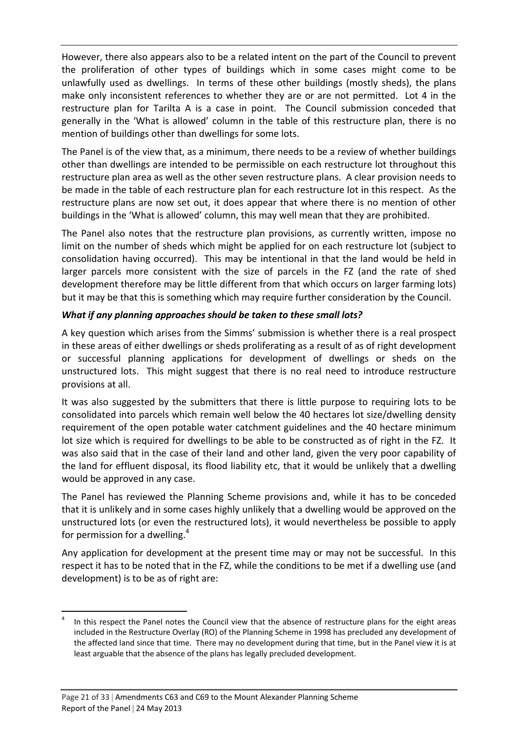However, there also appears also to be a related intent on the part of the Council to prevent the proliferation of other types of buildings which in some cases might come to be unlawfully used as dwellings. In terms of these other buildings (mostly sheds), the plans make only inconsistent references to whether they are or are not permitted. Lot 4 in the restructure plan for Tarilta A is a case in point. The Council submission conceded that generally in the 'What is allowed' column in the table of this restructure plan, there is no mention of buildings other than dwellings for some lots.

The Panel is of the view that, as a minimum, there needs to be a review of whether buildings other than dwellings are intended to be permissible on each restructure lot throughout this restructure plan area as well as the other seven restructure plans. A clear provision needs to be made in the table of each restructure plan for each restructure lot in this respect. As the restructure plans are now set out, it does appear that where there is no mention of other buildings in the 'What is allowed' column, this may well mean that they are prohibited.

The Panel also notes that the restructure plan provisions, as currently written, impose no limit on the number of sheds which might be applied for on each restructure lot (subject to consolidation having occurred). This may be intentional in that the land would be held in larger parcels more consistent with the size of parcels in the FZ (and the rate of shed development therefore may be little different from that which occurs on larger farming lots) but it may be that this is something which may require further consideration by the Council.

***What if any planning approaches should be taken to these small lots?***

A key question which arises from the Simms' submission is whether there is a real prospect in these areas of either dwellings or sheds proliferating as a result of as of right development or successful planning applications for development of dwellings or sheds on the unstructured lots. This might suggest that there is no real need to introduce restructure provisions at all.

It was also suggested by the submitters that there is little purpose to requiring lots to be consolidated into parcels which remain well below the 40 hectares lot size/dwelling density requirement of the open potable water catchment guidelines and the 40 hectare minimum lot size which is required for dwellings to be able to be constructed as of right in the FZ. It was also said that in the case of their land and other land, given the very poor capability of the land for effluent disposal, its flood liability etc, that it would be unlikely that a dwelling would be approved in any case.

The Panel has reviewed the Planning Scheme provisions and, while it has to be conceded that it is unlikely and in some cases highly unlikely that a dwelling would be approved on the unstructured lots (or even the restructured lots), it would nevertheless be possible to apply for permission for a dwelling.[4]

Any application for development at the present time may or may not be successful. In this respect it has to be noted that in the FZ, while the conditions to be met if a dwelling use (and development) is to be as of right are:

---

[4] In this respect the Panel notes the Council view that the absence of restructure plans for the eight areas included in the Restructure Overlay (RO) of the Planning Scheme in 1998 has precluded any development of the affected land since that time. There may no development during that time, but in the Panel view it is at least arguable that the absence of the plans has legally precluded development.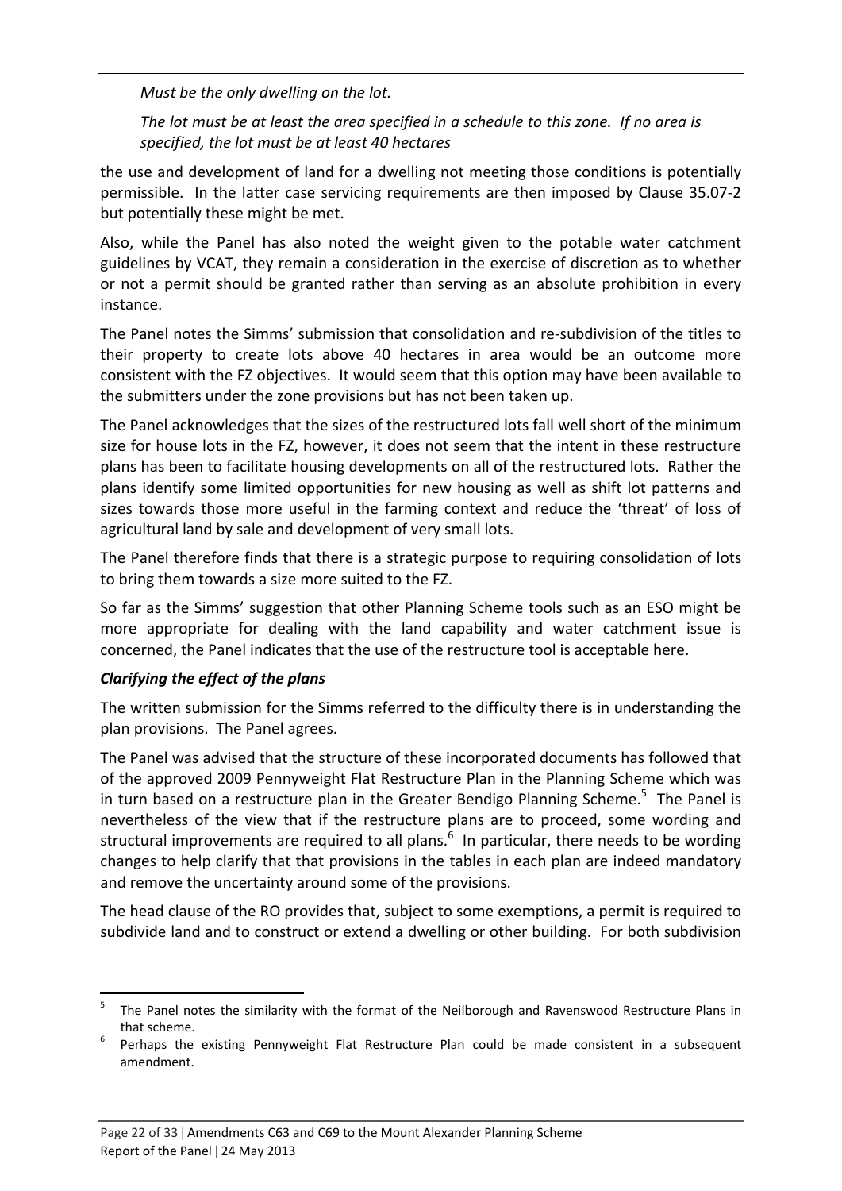*Must be the only dwelling on the lot.*

*The lot must be at least the area specified in a schedule to this zone. If no area is specified, the lot must be at least 40 hectares*

the use and development of land for a dwelling not meeting those conditions is potentially permissible. In the latter case servicing requirements are then imposed by Clause 35.07-2 but potentially these might be met.

Also, while the Panel has also noted the weight given to the potable water catchment guidelines by VCAT, they remain a consideration in the exercise of discretion as to whether or not a permit should be granted rather than serving as an absolute prohibition in every instance.

The Panel notes the Simms' submission that consolidation and re-subdivision of the titles to their property to create lots above 40 hectares in area would be an outcome more consistent with the FZ objectives. It would seem that this option may have been available to the submitters under the zone provisions but has not been taken up.

The Panel acknowledges that the sizes of the restructured lots fall well short of the minimum size for house lots in the FZ, however, it does not seem that the intent in these restructure plans has been to facilitate housing developments on all of the restructured lots. Rather the plans identify some limited opportunities for new housing as well as shift lot patterns and sizes towards those more useful in the farming context and reduce the 'threat' of loss of agricultural land by sale and development of very small lots.

The Panel therefore finds that there is a strategic purpose to requiring consolidation of lots to bring them towards a size more suited to the FZ.

So far as the Simms' suggestion that other Planning Scheme tools such as an ESO might be more appropriate for dealing with the land capability and water catchment issue is concerned, the Panel indicates that the use of the restructure tool is acceptable here.

### *Clarifying the effect of the plans*

The written submission for the Simms referred to the difficulty there is in understanding the plan provisions. The Panel agrees.

The Panel was advised that the structure of these incorporated documents has followed that of the approved 2009 Pennyweight Flat Restructure Plan in the Planning Scheme which was in turn based on a restructure plan in the Greater Bendigo Planning Scheme.[5] The Panel is nevertheless of the view that if the restructure plans are to proceed, some wording and structural improvements are required to all plans.[6] In particular, there needs to be wording changes to help clarify that that provisions in the tables in each plan are indeed mandatory and remove the uncertainty around some of the provisions.

The head clause of the RO provides that, subject to some exemptions, a permit is required to subdivide land and to construct or extend a dwelling or other building. For both subdivision

---

5. The Panel notes the similarity with the format of the Neilborough and Ravenswood Restructure Plans in that scheme.
6. Perhaps the existing Pennyweight Flat Restructure Plan could be made consistent in a subsequent amendment.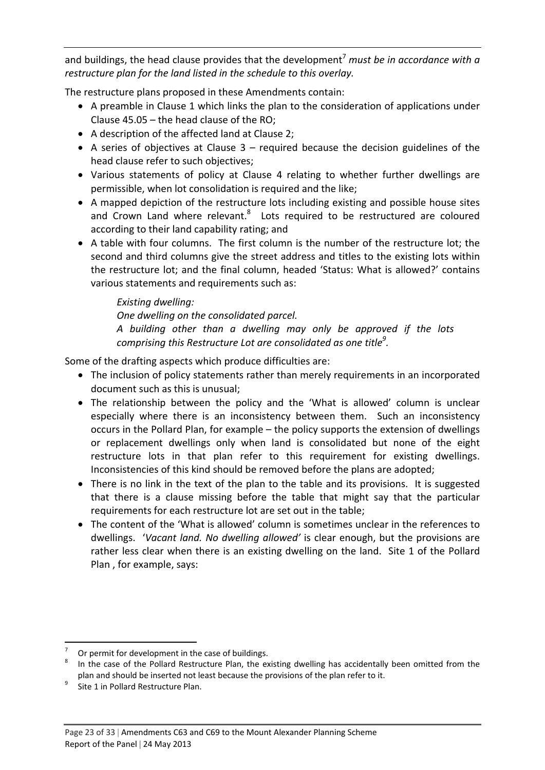and buildings, the head clause provides that the development[7] *must be in accordance with a restructure plan for the land listed in the schedule to this overlay.*

The restructure plans proposed in these Amendments contain:

- A preamble in Clause 1 which links the plan to the consideration of applications under Clause 45.05 – the head clause of the RO;
- A description of the affected land at Clause 2;
- A series of objectives at Clause 3 – required because the decision guidelines of the head clause refer to such objectives;
- Various statements of policy at Clause 4 relating to whether further dwellings are permissible, when lot consolidation is required and the like;
- A mapped depiction of the restructure lots including existing and possible house sites and Crown Land where relevant.[8] Lots required to be restructured are coloured according to their land capability rating; and
- A table with four columns. The first column is the number of the restructure lot; the second and third columns give the street address and titles to the existing lots within the restructure lot; and the final column, headed 'Status: What is allowed?' contains various statements and requirements such as:

  *Existing dwelling:*
  *One dwelling on the consolidated parcel.*
  *A building other than a dwelling may only be approved if the lots comprising this Restructure Lot are consolidated as one title[9].*

Some of the drafting aspects which produce difficulties are:

- The inclusion of policy statements rather than merely requirements in an incorporated document such as this is unusual;
- The relationship between the policy and the 'What is allowed' column is unclear especially where there is an inconsistency between them. Such an inconsistency occurs in the Pollard Plan, for example – the policy supports the extension of dwellings or replacement dwellings only when land is consolidated but none of the eight restructure lots in that plan refer to this requirement for existing dwellings. Inconsistencies of this kind should be removed before the plans are adopted;
- There is no link in the text of the plan to the table and its provisions. It is suggested that there is a clause missing before the table that might say that the particular requirements for each restructure lot are set out in the table;
- The content of the 'What is allowed' column is sometimes unclear in the references to dwellings. '*Vacant land. No dwelling allowed'* is clear enough, but the provisions are rather less clear when there is an existing dwelling on the land. Site 1 of the Pollard Plan , for example, says:

---

[7] Or permit for development in the case of buildings.

[8] In the case of the Pollard Restructure Plan, the existing dwelling has accidentally been omitted from the plan and should be inserted not least because the provisions of the plan refer to it.

[9] Site 1 in Pollard Restructure Plan.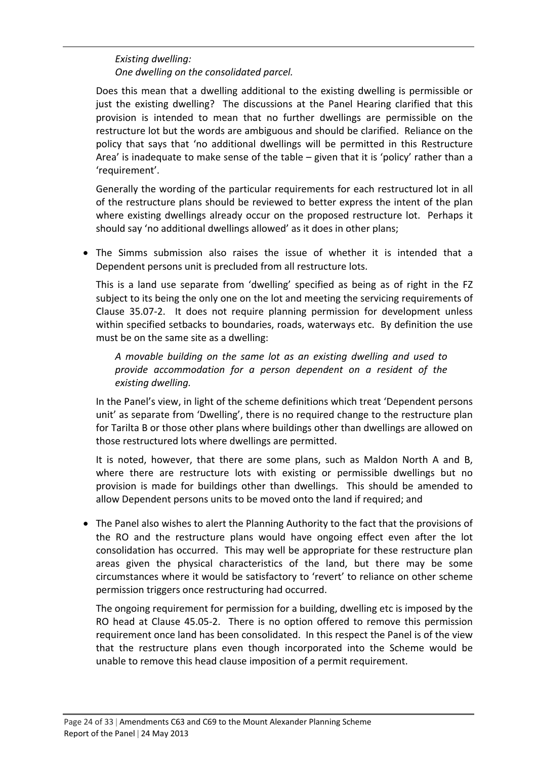*Existing dwelling:*
*One dwelling on the consolidated parcel.*

Does this mean that a dwelling additional to the existing dwelling is permissible or just the existing dwelling? The discussions at the Panel Hearing clarified that this provision is intended to mean that no further dwellings are permissible on the restructure lot but the words are ambiguous and should be clarified. Reliance on the policy that says that 'no additional dwellings will be permitted in this Restructure Area' is inadequate to make sense of the table – given that it is 'policy' rather than a 'requirement'.

Generally the wording of the particular requirements for each restructured lot in all of the restructure plans should be reviewed to better express the intent of the plan where existing dwellings already occur on the proposed restructure lot. Perhaps it should say 'no additional dwellings allowed' as it does in other plans;

- The Simms submission also raises the issue of whether it is intended that a Dependent persons unit is precluded from all restructure lots.

  This is a land use separate from 'dwelling' specified as being as of right in the FZ subject to its being the only one on the lot and meeting the servicing requirements of Clause 35.07-2. It does not require planning permission for development unless within specified setbacks to boundaries, roads, waterways etc. By definition the use must be on the same site as a dwelling:

  > *A movable building on the same lot as an existing dwelling and used to provide accommodation for a person dependent on a resident of the existing dwelling.*

  In the Panel's view, in light of the scheme definitions which treat 'Dependent persons unit' as separate from 'Dwelling', there is no required change to the restructure plan for Tarilta B or those other plans where buildings other than dwellings are allowed on those restructured lots where dwellings are permitted.

  It is noted, however, that there are some plans, such as Maldon North A and B, where there are restructure lots with existing or permissible dwellings but no provision is made for buildings other than dwellings. This should be amended to allow Dependent persons units to be moved onto the land if required; and

- The Panel also wishes to alert the Planning Authority to the fact that the provisions of the RO and the restructure plans would have ongoing effect even after the lot consolidation has occurred. This may well be appropriate for these restructure plan areas given the physical characteristics of the land, but there may be some circumstances where it would be satisfactory to 'revert' to reliance on other scheme permission triggers once restructuring had occurred.

  The ongoing requirement for permission for a building, dwelling etc is imposed by the RO head at Clause 45.05-2. There is no option offered to remove this permission requirement once land has been consolidated. In this respect the Panel is of the view that the restructure plans even though incorporated into the Scheme would be unable to remove this head clause imposition of a permit requirement.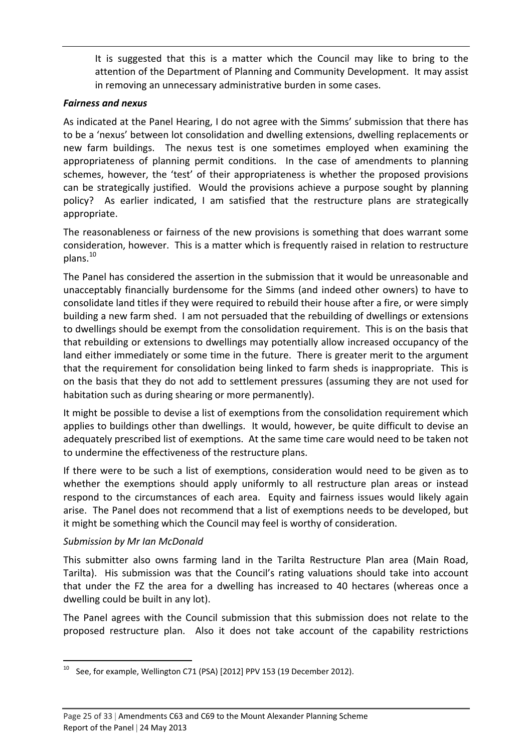It is suggested that this is a matter which the Council may like to bring to the attention of the Department of Planning and Community Development. It may assist in removing an unnecessary administrative burden in some cases.

***Fairness and nexus***

As indicated at the Panel Hearing, I do not agree with the Simms' submission that there has to be a 'nexus' between lot consolidation and dwelling extensions, dwelling replacements or new farm buildings. The nexus test is one sometimes employed when examining the appropriateness of planning permit conditions. In the case of amendments to planning schemes, however, the 'test' of their appropriateness is whether the proposed provisions can be strategically justified. Would the provisions achieve a purpose sought by planning policy? As earlier indicated, I am satisfied that the restructure plans are strategically appropriate.

The reasonableness or fairness of the new provisions is something that does warrant some consideration, however. This is a matter which is frequently raised in relation to restructure plans.[10]

The Panel has considered the assertion in the submission that it would be unreasonable and unacceptably financially burdensome for the Simms (and indeed other owners) to have to consolidate land titles if they were required to rebuild their house after a fire, or were simply building a new farm shed. I am not persuaded that the rebuilding of dwellings or extensions to dwellings should be exempt from the consolidation requirement. This is on the basis that that rebuilding or extensions to dwellings may potentially allow increased occupancy of the land either immediately or some time in the future. There is greater merit to the argument that the requirement for consolidation being linked to farm sheds is inappropriate. This is on the basis that they do not add to settlement pressures (assuming they are not used for habitation such as during shearing or more permanently).

It might be possible to devise a list of exemptions from the consolidation requirement which applies to buildings other than dwellings. It would, however, be quite difficult to devise an adequately prescribed list of exemptions. At the same time care would need to be taken not to undermine the effectiveness of the restructure plans.

If there were to be such a list of exemptions, consideration would need to be given as to whether the exemptions should apply uniformly to all restructure plan areas or instead respond to the circumstances of each area. Equity and fairness issues would likely again arise. The Panel does not recommend that a list of exemptions needs to be developed, but it might be something which the Council may feel is worthy of consideration.

*Submission by Mr Ian McDonald*

This submitter also owns farming land in the Tarilta Restructure Plan area (Main Road, Tarilta). His submission was that the Council's rating valuations should take into account that under the FZ the area for a dwelling has increased to 40 hectares (whereas once a dwelling could be built in any lot).

The Panel agrees with the Council submission that this submission does not relate to the proposed restructure plan. Also it does not take account of the capability restrictions

[10] See, for example, Wellington C71 (PSA) [2012] PPV 153 (19 December 2012).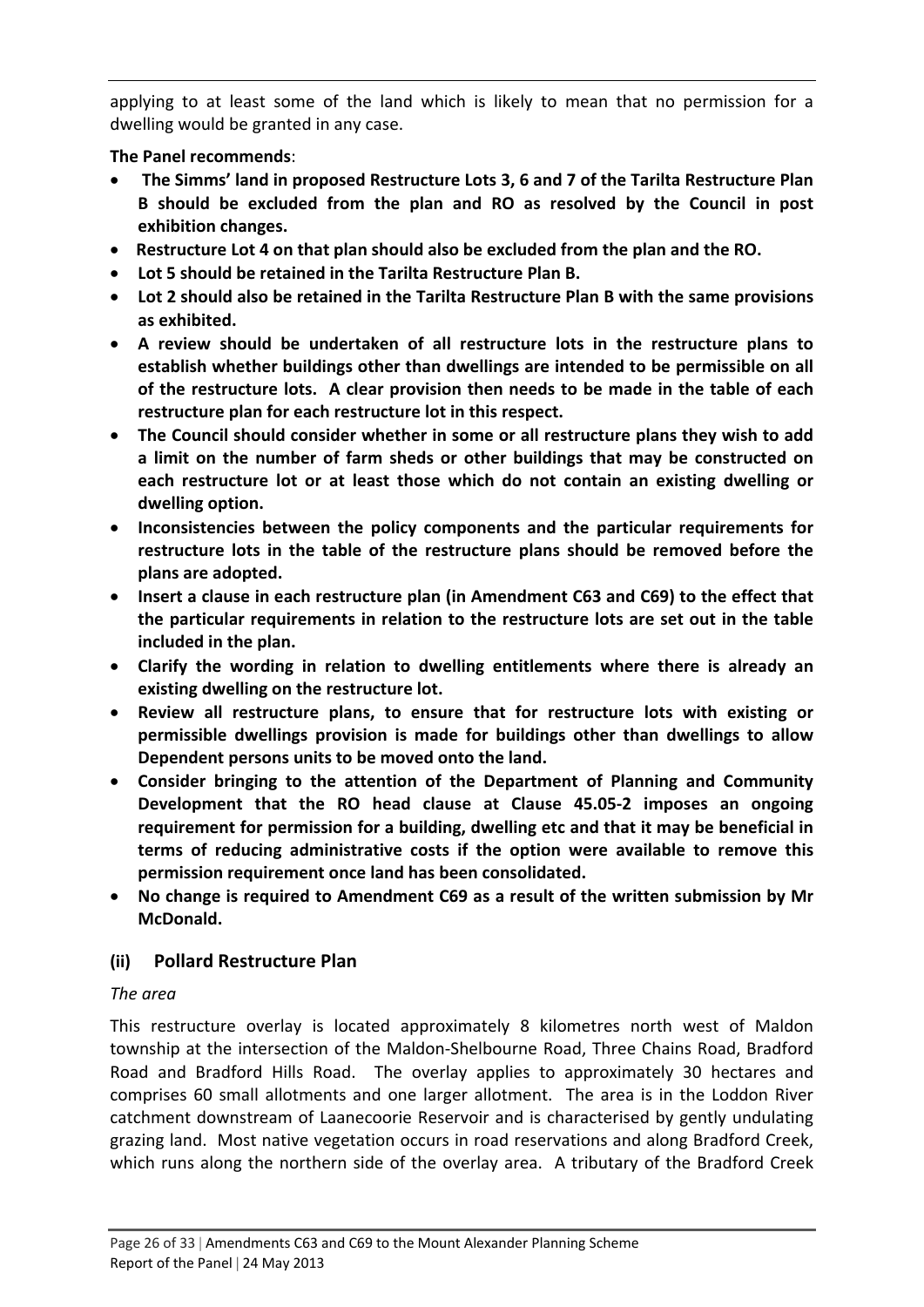applying to at least some of the land which is likely to mean that no permission for a dwelling would be granted in any case.

**The Panel recommends**:

- **The Simms' land in proposed Restructure Lots 3, 6 and 7 of the Tarilta Restructure Plan B should be excluded from the plan and RO as resolved by the Council in post exhibition changes.**
- **Restructure Lot 4 on that plan should also be excluded from the plan and the RO.**
- **Lot 5 should be retained in the Tarilta Restructure Plan B.**
- **Lot 2 should also be retained in the Tarilta Restructure Plan B with the same provisions as exhibited.**
- **A review should be undertaken of all restructure lots in the restructure plans to establish whether buildings other than dwellings are intended to be permissible on all of the restructure lots. A clear provision then needs to be made in the table of each restructure plan for each restructure lot in this respect.**
- **The Council should consider whether in some or all restructure plans they wish to add a limit on the number of farm sheds or other buildings that may be constructed on each restructure lot or at least those which do not contain an existing dwelling or dwelling option.**
- **Inconsistencies between the policy components and the particular requirements for restructure lots in the table of the restructure plans should be removed before the plans are adopted.**
- **Insert a clause in each restructure plan (in Amendment C63 and C69) to the effect that the particular requirements in relation to the restructure lots are set out in the table included in the plan.**
- **Clarify the wording in relation to dwelling entitlements where there is already an existing dwelling on the restructure lot.**
- **Review all restructure plans, to ensure that for restructure lots with existing or permissible dwellings provision is made for buildings other than dwellings to allow Dependent persons units to be moved onto the land.**
- **Consider bringing to the attention of the Department of Planning and Community Development that the RO head clause at Clause 45.05-2 imposes an ongoing requirement for permission for a building, dwelling etc and that it may be beneficial in terms of reducing administrative costs if the option were available to remove this permission requirement once land has been consolidated.**
- **No change is required to Amendment C69 as a result of the written submission by Mr McDonald.**

### (ii) Pollard Restructure Plan

*The area*

This restructure overlay is located approximately 8 kilometres north west of Maldon township at the intersection of the Maldon-Shelbourne Road, Three Chains Road, Bradford Road and Bradford Hills Road. The overlay applies to approximately 30 hectares and comprises 60 small allotments and one larger allotment. The area is in the Loddon River catchment downstream of Laanecoorie Reservoir and is characterised by gently undulating grazing land. Most native vegetation occurs in road reservations and along Bradford Creek, which runs along the northern side of the overlay area. A tributary of the Bradford Creek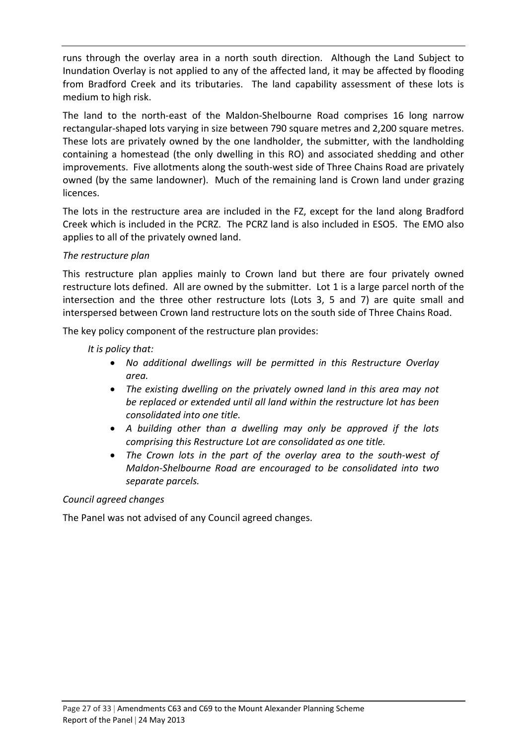runs through the overlay area in a north south direction. Although the Land Subject to Inundation Overlay is not applied to any of the affected land, it may be affected by flooding from Bradford Creek and its tributaries. The land capability assessment of these lots is medium to high risk.

The land to the north-east of the Maldon-Shelbourne Road comprises 16 long narrow rectangular-shaped lots varying in size between 790 square metres and 2,200 square metres. These lots are privately owned by the one landholder, the submitter, with the landholding containing a homestead (the only dwelling in this RO) and associated shedding and other improvements. Five allotments along the south-west side of Three Chains Road are privately owned (by the same landowner). Much of the remaining land is Crown land under grazing licences.

The lots in the restructure area are included in the FZ, except for the land along Bradford Creek which is included in the PCRZ. The PCRZ land is also included in ESO5. The EMO also applies to all of the privately owned land.

*The restructure plan*

This restructure plan applies mainly to Crown land but there are four privately owned restructure lots defined. All are owned by the submitter. Lot 1 is a large parcel north of the intersection and the three other restructure lots (Lots 3, 5 and 7) are quite small and interspersed between Crown land restructure lots on the south side of Three Chains Road.

The key policy component of the restructure plan provides:

*It is policy that:*

- *No additional dwellings will be permitted in this Restructure Overlay area.*
- *The existing dwelling on the privately owned land in this area may not be replaced or extended until all land within the restructure lot has been consolidated into one title.*
- *A building other than a dwelling may only be approved if the lots comprising this Restructure Lot are consolidated as one title.*
- *The Crown lots in the part of the overlay area to the south-west of Maldon-Shelbourne Road are encouraged to be consolidated into two separate parcels.*

*Council agreed changes*

The Panel was not advised of any Council agreed changes.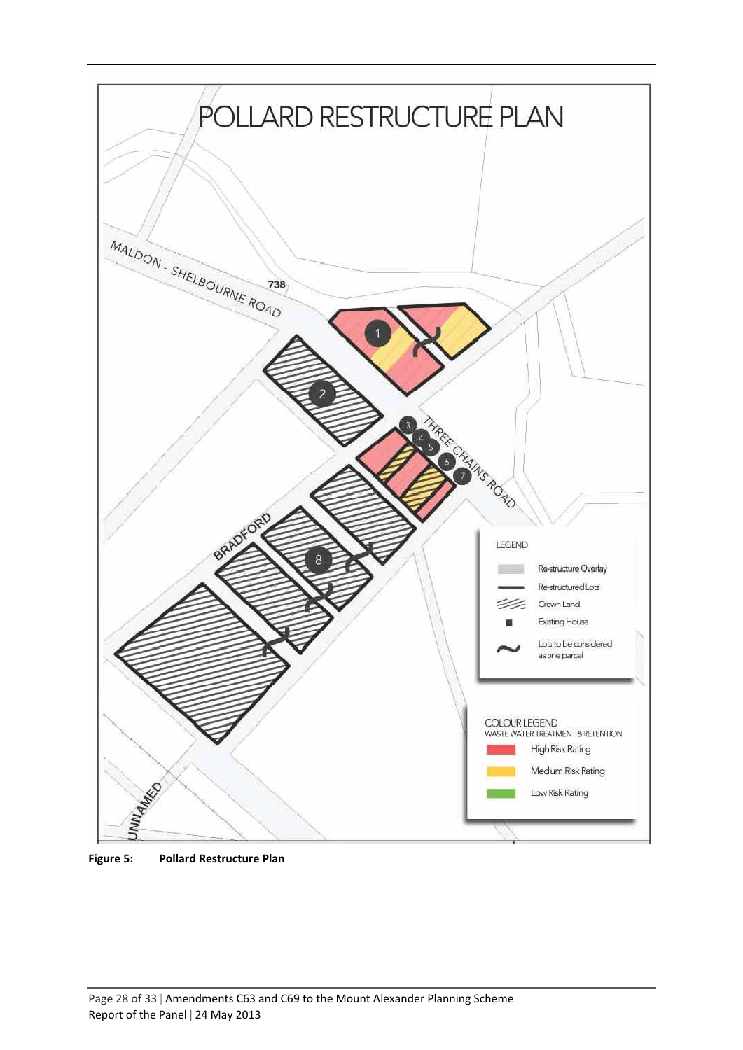# POLLARD RESTRUCTURE PLAN

MALDON - SHELBOURNE ROAD

738

THREE CHAINS ROAD

BRADFORD

UNNAMED

1, 2, 3, 4, 5, 6, 7, 8

LEGEND

- Re-structure Overlay
- Re-structured Lots
- Crown Land
- Existing House
- Lots to be considered as one parcel

COLOUR LEGEND
WASTE WATER TREATMENT & RETENTION

- High Risk Rating
- Medium Risk Rating
- Low Risk Rating

**Figure 5: Pollard Restructure Plan**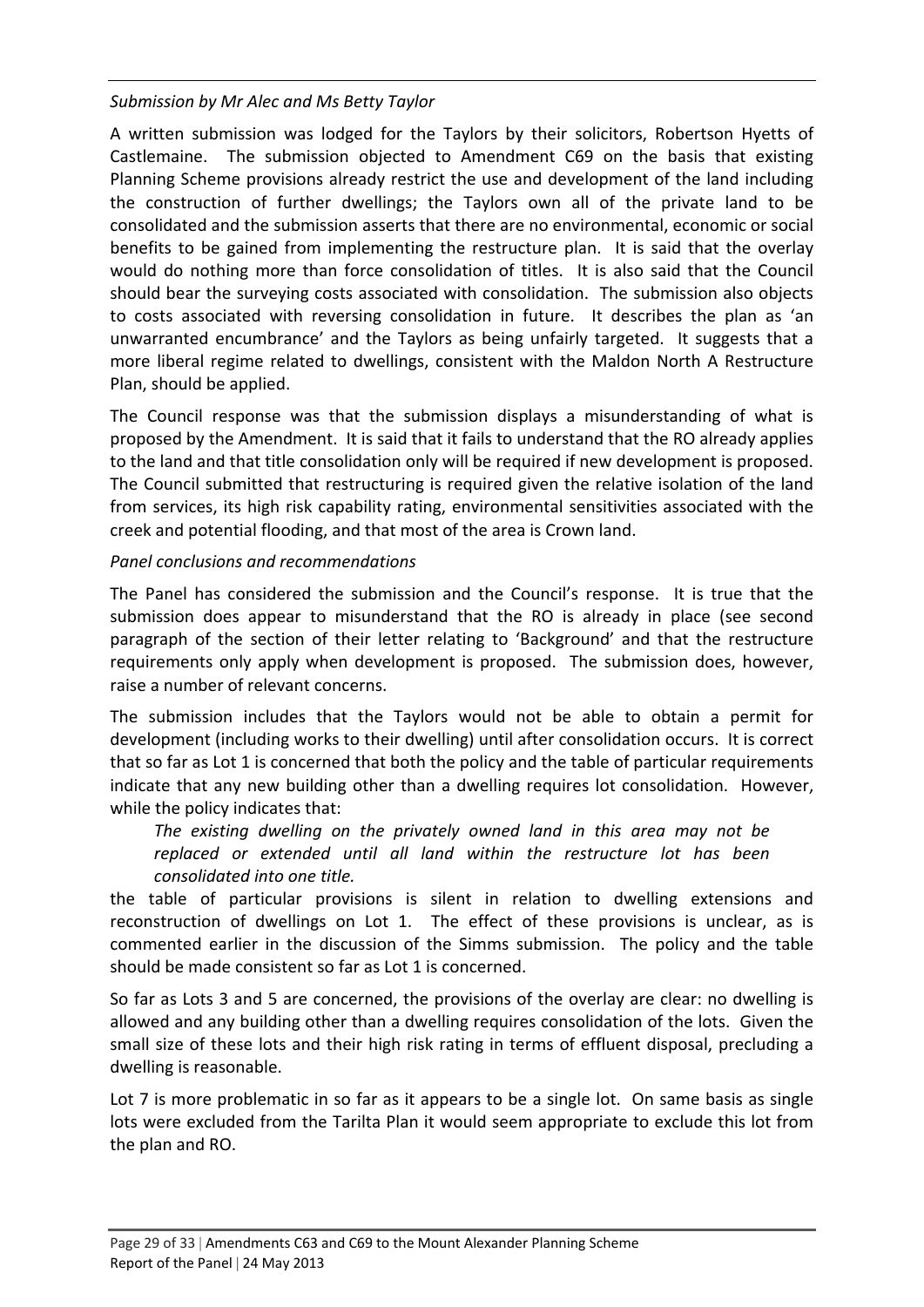*Submission by Mr Alec and Ms Betty Taylor*

A written submission was lodged for the Taylors by their solicitors, Robertson Hyetts of Castlemaine. The submission objected to Amendment C69 on the basis that existing Planning Scheme provisions already restrict the use and development of the land including the construction of further dwellings; the Taylors own all of the private land to be consolidated and the submission asserts that there are no environmental, economic or social benefits to be gained from implementing the restructure plan. It is said that the overlay would do nothing more than force consolidation of titles. It is also said that the Council should bear the surveying costs associated with consolidation. The submission also objects to costs associated with reversing consolidation in future. It describes the plan as 'an unwarranted encumbrance' and the Taylors as being unfairly targeted. It suggests that a more liberal regime related to dwellings, consistent with the Maldon North A Restructure Plan, should be applied.

The Council response was that the submission displays a misunderstanding of what is proposed by the Amendment. It is said that it fails to understand that the RO already applies to the land and that title consolidation only will be required if new development is proposed. The Council submitted that restructuring is required given the relative isolation of the land from services, its high risk capability rating, environmental sensitivities associated with the creek and potential flooding, and that most of the area is Crown land.

*Panel conclusions and recommendations*

The Panel has considered the submission and the Council's response. It is true that the submission does appear to misunderstand that the RO is already in place (see second paragraph of the section of their letter relating to 'Background' and that the restructure requirements only apply when development is proposed. The submission does, however, raise a number of relevant concerns.

The submission includes that the Taylors would not be able to obtain a permit for development (including works to their dwelling) until after consolidation occurs. It is correct that so far as Lot 1 is concerned that both the policy and the table of particular requirements indicate that any new building other than a dwelling requires lot consolidation. However, while the policy indicates that:

> *The existing dwelling on the privately owned land in this area may not be replaced or extended until all land within the restructure lot has been consolidated into one title.*

the table of particular provisions is silent in relation to dwelling extensions and reconstruction of dwellings on Lot 1. The effect of these provisions is unclear, as is commented earlier in the discussion of the Simms submission. The policy and the table should be made consistent so far as Lot 1 is concerned.

So far as Lots 3 and 5 are concerned, the provisions of the overlay are clear: no dwelling is allowed and any building other than a dwelling requires consolidation of the lots. Given the small size of these lots and their high risk rating in terms of effluent disposal, precluding a dwelling is reasonable.

Lot 7 is more problematic in so far as it appears to be a single lot. On same basis as single lots were excluded from the Tarilta Plan it would seem appropriate to exclude this lot from the plan and RO.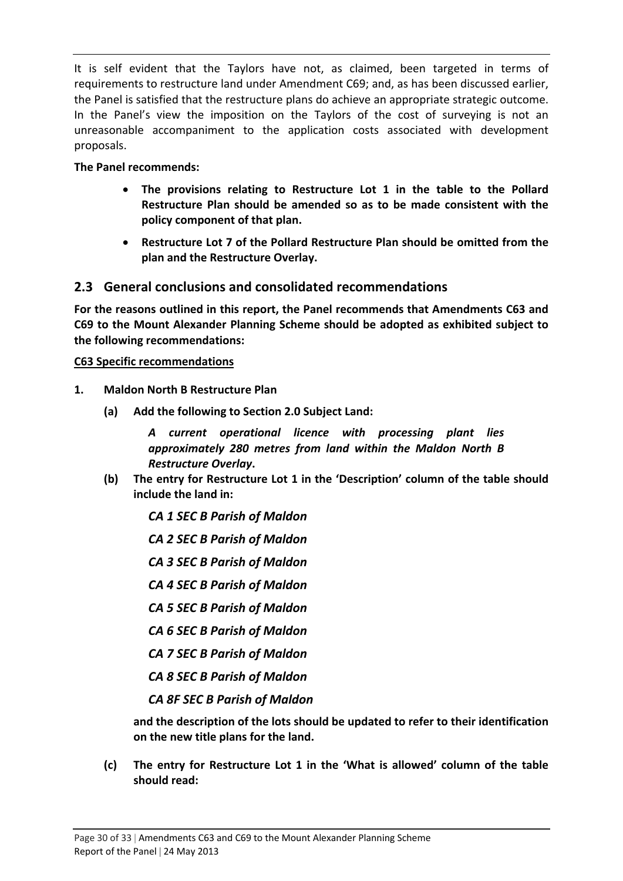It is self evident that the Taylors have not, as claimed, been targeted in terms of requirements to restructure land under Amendment C69; and, as has been discussed earlier, the Panel is satisfied that the restructure plans do achieve an appropriate strategic outcome. In the Panel's view the imposition on the Taylors of the cost of surveying is not an unreasonable accompaniment to the application costs associated with development proposals.

**The Panel recommends:**

- **The provisions relating to Restructure Lot 1 in the table to the Pollard Restructure Plan should be amended so as to be made consistent with the policy component of that plan.**
- **Restructure Lot 7 of the Pollard Restructure Plan should be omitted from the plan and the Restructure Overlay.**

## 2.3 General conclusions and consolidated recommendations

**For the reasons outlined in this report, the Panel recommends that Amendments C63 and C69 to the Mount Alexander Planning Scheme should be adopted as exhibited subject to the following recommendations:**

**C63 Specific recommendations**

1. **Maldon North B Restructure Plan**

   (a) **Add the following to Section 2.0 Subject Land:**

   > ***A current operational licence with processing plant lies approximately 280 metres from land within the Maldon North B Restructure Overlay*.**

   (b) **The entry for Restructure Lot 1 in the 'Description' column of the table should include the land in:**

   > ***CA 1 SEC B Parish of Maldon***
   >
   > ***CA 2 SEC B Parish of Maldon***
   >
   > ***CA 3 SEC B Parish of Maldon***
   >
   > ***CA 4 SEC B Parish of Maldon***
   >
   > ***CA 5 SEC B Parish of Maldon***
   >
   > ***CA 6 SEC B Parish of Maldon***
   >
   > ***CA 7 SEC B Parish of Maldon***
   >
   > ***CA 8 SEC B Parish of Maldon***
   >
   > ***CA 8F SEC B Parish of Maldon***

   **and the description of the lots should be updated to refer to their identification on the new title plans for the land.**

   (c) **The entry for Restructure Lot 1 in the 'What is allowed' column of the table should read:**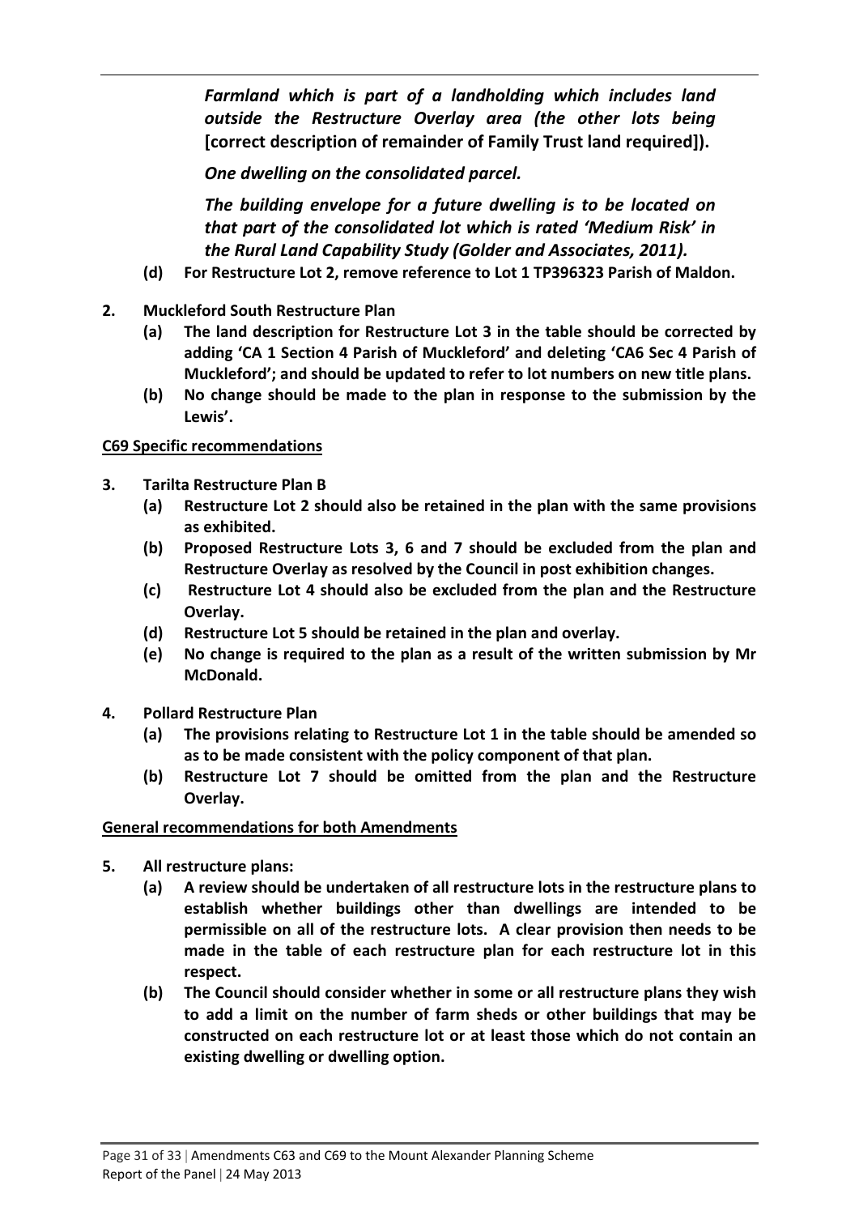*Farmland which is part of a landholding which includes land outside the Restructure Overlay area (the other lots being* **[correct description of remainder of Family Trust land required]).**

*One dwelling on the consolidated parcel.*

*The building envelope for a future dwelling is to be located on that part of the consolidated lot which is rated 'Medium Risk' in the Rural Land Capability Study (Golder and Associates, 2011).*

**(d) For Restructure Lot 2, remove reference to Lot 1 TP396323 Parish of Maldon.**

**2. Muckleford South Restructure Plan**

**(a) The land description for Restructure Lot 3 in the table should be corrected by adding 'CA 1 Section 4 Parish of Muckleford' and deleting 'CA6 Sec 4 Parish of Muckleford'; and should be updated to refer to lot numbers on new title plans.**

**(b) No change should be made to the plan in response to the submission by the Lewis'.**

**C69 Specific recommendations**

**3. Tarilta Restructure Plan B**

**(a) Restructure Lot 2 should also be retained in the plan with the same provisions as exhibited.**

**(b) Proposed Restructure Lots 3, 6 and 7 should be excluded from the plan and Restructure Overlay as resolved by the Council in post exhibition changes.**

**(c) Restructure Lot 4 should also be excluded from the plan and the Restructure Overlay.**

**(d) Restructure Lot 5 should be retained in the plan and overlay.**

**(e) No change is required to the plan as a result of the written submission by Mr McDonald.**

**4. Pollard Restructure Plan**

**(a) The provisions relating to Restructure Lot 1 in the table should be amended so as to be made consistent with the policy component of that plan.**

**(b) Restructure Lot 7 should be omitted from the plan and the Restructure Overlay.**

**General recommendations for both Amendments**

**5. All restructure plans:**

**(a) A review should be undertaken of all restructure lots in the restructure plans to establish whether buildings other than dwellings are intended to be permissible on all of the restructure lots. A clear provision then needs to be made in the table of each restructure plan for each restructure lot in this respect.**

**(b) The Council should consider whether in some or all restructure plans they wish to add a limit on the number of farm sheds or other buildings that may be constructed on each restructure lot or at least those which do not contain an existing dwelling or dwelling option.**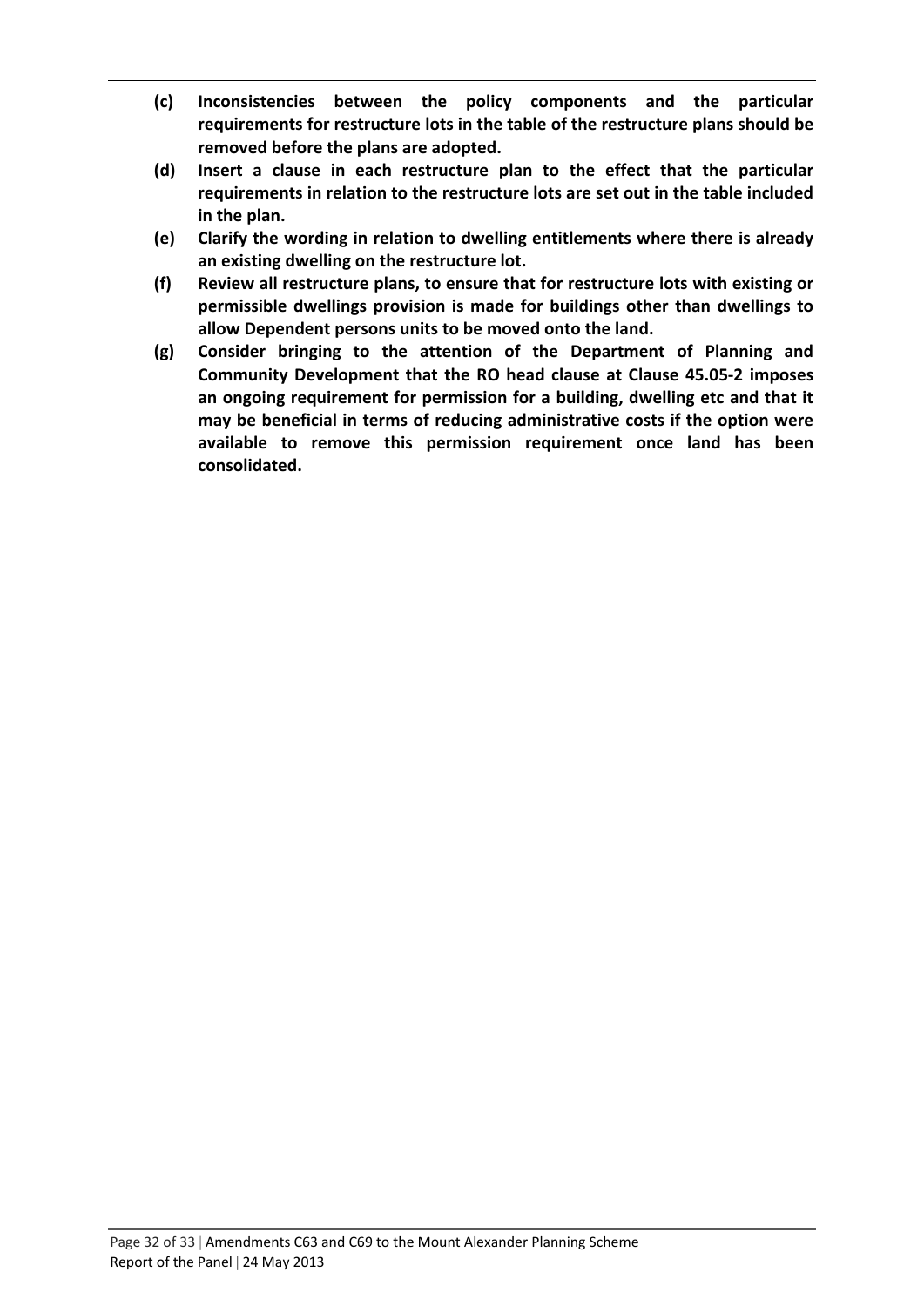**(c) Inconsistencies between the policy components and the particular requirements for restructure lots in the table of the restructure plans should be removed before the plans are adopted.**

**(d) Insert a clause in each restructure plan to the effect that the particular requirements in relation to the restructure lots are set out in the table included in the plan.**

**(e) Clarify the wording in relation to dwelling entitlements where there is already an existing dwelling on the restructure lot.**

**(f) Review all restructure plans, to ensure that for restructure lots with existing or permissible dwellings provision is made for buildings other than dwellings to allow Dependent persons units to be moved onto the land.**

**(g) Consider bringing to the attention of the Department of Planning and Community Development that the RO head clause at Clause 45.05-2 imposes an ongoing requirement for permission for a building, dwelling etc and that it may be beneficial in terms of reducing administrative costs if the option were available to remove this permission requirement once land has been consolidated.**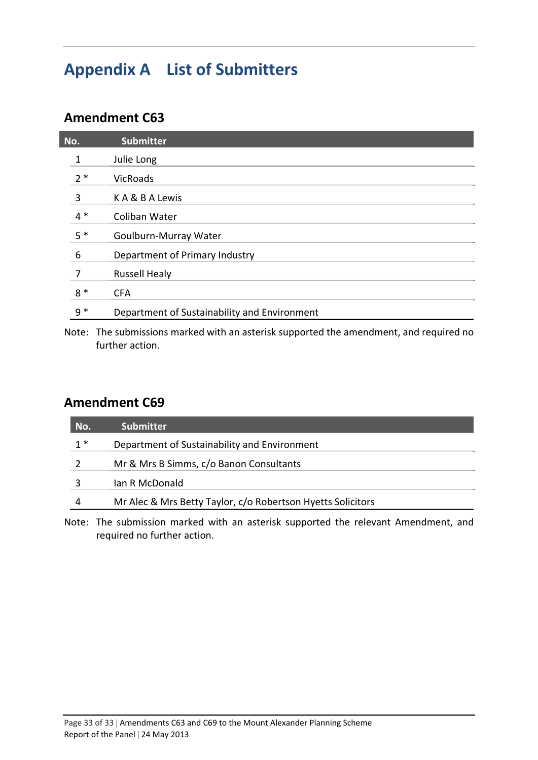# Appendix A List of Submitters

## Amendment C63

| No. | Submitter |
|---|---|
| 1 | Julie Long |
| 2 * | VicRoads |
| 3 | K A & B A Lewis |
| 4 * | Coliban Water |
| 5 * | Goulburn-Murray Water |
| 6 | Department of Primary Industry |
| 7 | Russell Healy |
| 8 * | CFA |
| 9 * | Department of Sustainability and Environment |

Note: The submissions marked with an asterisk supported the amendment, and required no further action.

## Amendment C69

| No. | Submitter |
|---|---|
| 1 * | Department of Sustainability and Environment |
| 2 | Mr & Mrs B Simms, c/o Banon Consultants |
| 3 | Ian R McDonald |
| 4 | Mr Alec & Mrs Betty Taylor, c/o Robertson Hyetts Solicitors |

Note: The submission marked with an asterisk supported the relevant Amendment, and required no further action.